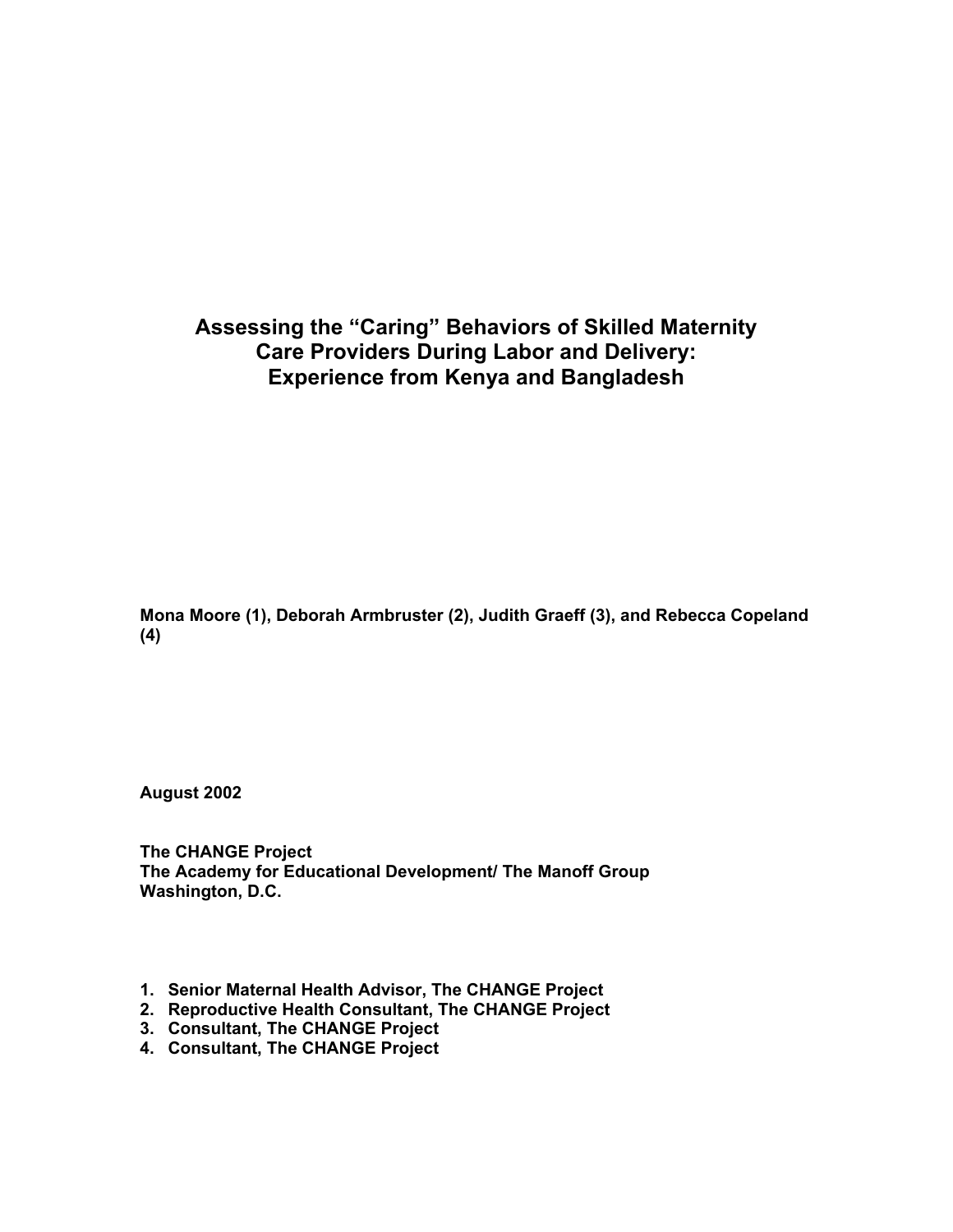# Assessing the "Caring" Behaviors of Skilled Maternity Care Providers During Labor and Delivery: Experience from Kenya and Bangladesh

**Mona Moore (1), Deborah Armbruster (2), Judith Graeff (3), and Rebecca Copeland (4)**

**August 2002**

**The CHANGE Project**
**The Academy for Educational Development/ The Manoff Group**
**Washington, D.C.**

1. **Senior Maternal Health Advisor, The CHANGE Project**
2. **Reproductive Health Consultant, The CHANGE Project**
3. **Consultant, The CHANGE Project**
4. **Consultant, The CHANGE Project**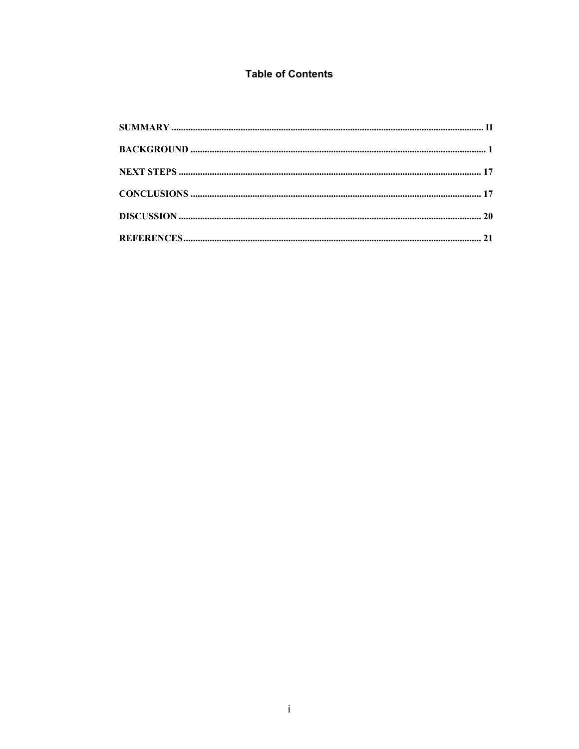# Table of Contents

SUMMARY .................................................................................................................................... II

BACKGROUND .............................................................................................................................. 1

NEXT STEPS ................................................................................................................................ 17

CONCLUSIONS ............................................................................................................................ 17

DISCUSSION ................................................................................................................................ 20

REFERENCES.............................................................................................................................. 21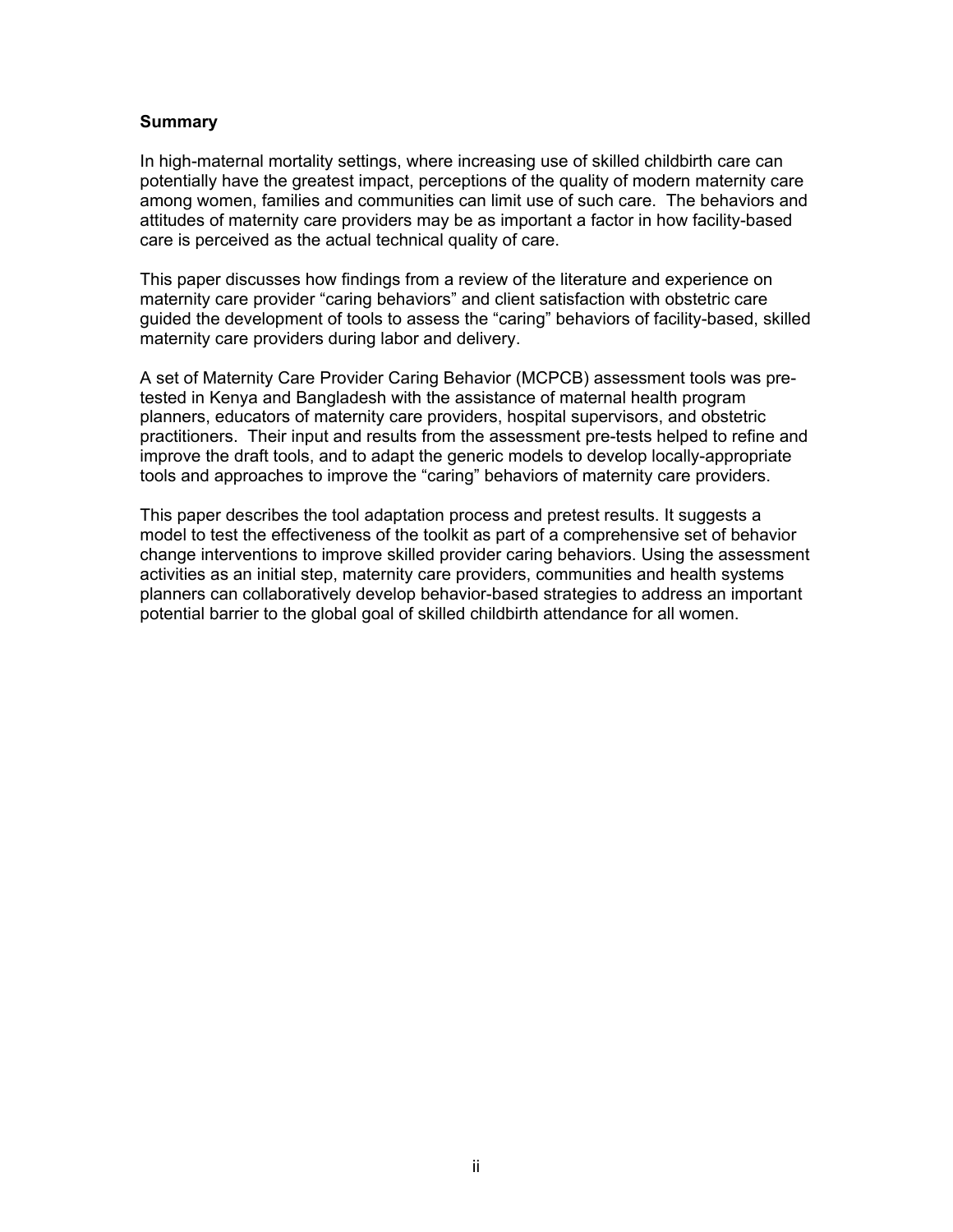## Summary

In high-maternal mortality settings, where increasing use of skilled childbirth care can potentially have the greatest impact, perceptions of the quality of modern maternity care among women, families and communities can limit use of such care. The behaviors and attitudes of maternity care providers may be as important a factor in how facility-based care is perceived as the actual technical quality of care.

This paper discusses how findings from a review of the literature and experience on maternity care provider "caring behaviors" and client satisfaction with obstetric care guided the development of tools to assess the "caring" behaviors of facility-based, skilled maternity care providers during labor and delivery.

A set of Maternity Care Provider Caring Behavior (MCPCB) assessment tools was pre-tested in Kenya and Bangladesh with the assistance of maternal health program planners, educators of maternity care providers, hospital supervisors, and obstetric practitioners. Their input and results from the assessment pre-tests helped to refine and improve the draft tools, and to adapt the generic models to develop locally-appropriate tools and approaches to improve the "caring" behaviors of maternity care providers.

This paper describes the tool adaptation process and pretest results. It suggests a model to test the effectiveness of the toolkit as part of a comprehensive set of behavior change interventions to improve skilled provider caring behaviors. Using the assessment activities as an initial step, maternity care providers, communities and health systems planners can collaboratively develop behavior-based strategies to address an important potential barrier to the global goal of skilled childbirth attendance for all women.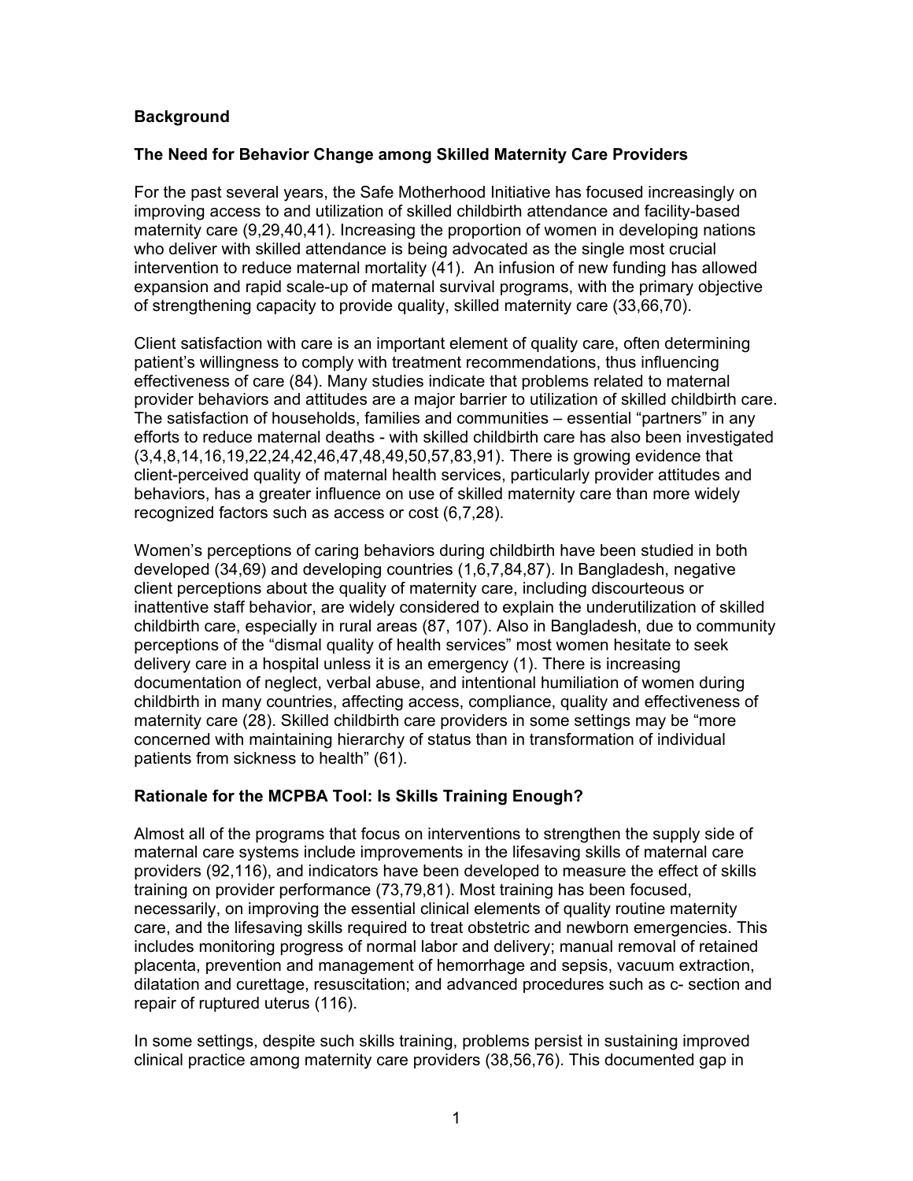## Background

### The Need for Behavior Change among Skilled Maternity Care Providers

For the past several years, the Safe Motherhood Initiative has focused increasingly on improving access to and utilization of skilled childbirth attendance and facility-based maternity care (9,29,40,41). Increasing the proportion of women in developing nations who deliver with skilled attendance is being advocated as the single most crucial intervention to reduce maternal mortality (41). An infusion of new funding has allowed expansion and rapid scale-up of maternal survival programs, with the primary objective of strengthening capacity to provide quality, skilled maternity care (33,66,70).

Client satisfaction with care is an important element of quality care, often determining patient's willingness to comply with treatment recommendations, thus influencing effectiveness of care (84). Many studies indicate that problems related to maternal provider behaviors and attitudes are a major barrier to utilization of skilled childbirth care. The satisfaction of households, families and communities – essential "partners" in any efforts to reduce maternal deaths - with skilled childbirth care has also been investigated (3,4,8,14,16,19,22,24,42,46,47,48,49,50,57,83,91). There is growing evidence that client-perceived quality of maternal health services, particularly provider attitudes and behaviors, has a greater influence on use of skilled maternity care than more widely recognized factors such as access or cost (6,7,28).

Women's perceptions of caring behaviors during childbirth have been studied in both developed (34,69) and developing countries (1,6,7,84,87). In Bangladesh, negative client perceptions about the quality of maternity care, including discourteous or inattentive staff behavior, are widely considered to explain the underutilization of skilled childbirth care, especially in rural areas (87, 107). Also in Bangladesh, due to community perceptions of the "dismal quality of health services" most women hesitate to seek delivery care in a hospital unless it is an emergency (1). There is increasing documentation of neglect, verbal abuse, and intentional humiliation of women during childbirth in many countries, affecting access, compliance, quality and effectiveness of maternity care (28). Skilled childbirth care providers in some settings may be "more concerned with maintaining hierarchy of status than in transformation of individual patients from sickness to health" (61).

### Rationale for the MCPBA Tool: Is Skills Training Enough?

Almost all of the programs that focus on interventions to strengthen the supply side of maternal care systems include improvements in the lifesaving skills of maternal care providers (92,116), and indicators have been developed to measure the effect of skills training on provider performance (73,79,81). Most training has been focused, necessarily, on improving the essential clinical elements of quality routine maternity care, and the lifesaving skills required to treat obstetric and newborn emergencies. This includes monitoring progress of normal labor and delivery; manual removal of retained placenta, prevention and management of hemorrhage and sepsis, vacuum extraction, dilatation and curettage, resuscitation; and advanced procedures such as c- section and repair of ruptured uterus (116).

In some settings, despite such skills training, problems persist in sustaining improved clinical practice among maternity care providers (38,56,76). This documented gap in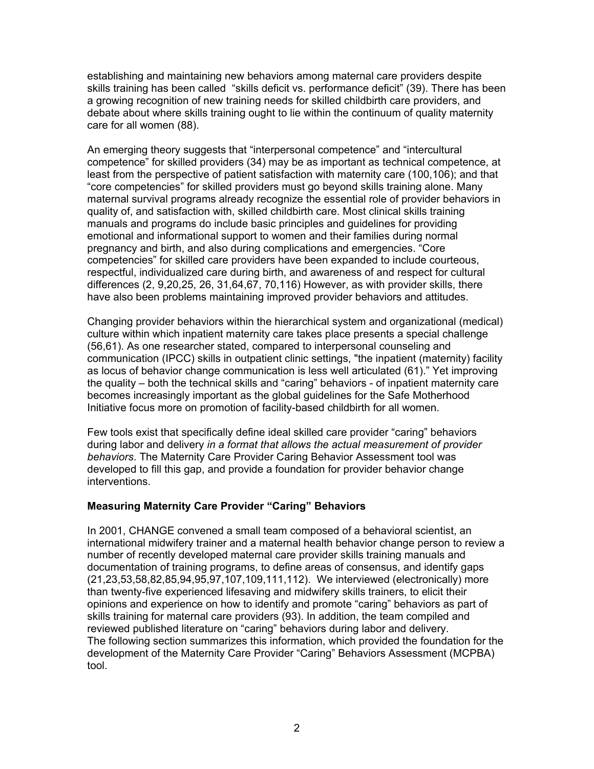establishing and maintaining new behaviors among maternal care providers despite skills training has been called "skills deficit vs. performance deficit" (39). There has been a growing recognition of new training needs for skilled childbirth care providers, and debate about where skills training ought to lie within the continuum of quality maternity care for all women (88).

An emerging theory suggests that "interpersonal competence" and "intercultural competence" for skilled providers (34) may be as important as technical competence, at least from the perspective of patient satisfaction with maternity care (100,106); and that "core competencies" for skilled providers must go beyond skills training alone. Many maternal survival programs already recognize the essential role of provider behaviors in quality of, and satisfaction with, skilled childbirth care. Most clinical skills training manuals and programs do include basic principles and guidelines for providing emotional and informational support to women and their families during normal pregnancy and birth, and also during complications and emergencies. "Core competencies" for skilled care providers have been expanded to include courteous, respectful, individualized care during birth, and awareness of and respect for cultural differences (2, 9,20,25, 26, 31,64,67, 70,116) However, as with provider skills, there have also been problems maintaining improved provider behaviors and attitudes.

Changing provider behaviors within the hierarchical system and organizational (medical) culture within which inpatient maternity care takes place presents a special challenge (56,61). As one researcher stated, compared to interpersonal counseling and communication (IPCC) skills in outpatient clinic settings, "the inpatient (maternity) facility as locus of behavior change communication is less well articulated (61)." Yet improving the quality – both the technical skills and "caring" behaviors - of inpatient maternity care becomes increasingly important as the global guidelines for the Safe Motherhood Initiative focus more on promotion of facility-based childbirth for all women.

Few tools exist that specifically define ideal skilled care provider "caring" behaviors during labor and delivery *in a format that allows the actual measurement of provider behaviors*. The Maternity Care Provider Caring Behavior Assessment tool was developed to fill this gap, and provide a foundation for provider behavior change interventions.

**Measuring Maternity Care Provider "Caring" Behaviors**

In 2001, CHANGE convened a small team composed of a behavioral scientist, an international midwifery trainer and a maternal health behavior change person to review a number of recently developed maternal care provider skills training manuals and documentation of training programs, to define areas of consensus, and identify gaps (21,23,53,58,82,85,94,95,97,107,109,111,112). We interviewed (electronically) more than twenty-five experienced lifesaving and midwifery skills trainers, to elicit their opinions and experience on how to identify and promote "caring" behaviors as part of skills training for maternal care providers (93). In addition, the team compiled and reviewed published literature on "caring" behaviors during labor and delivery.
The following section summarizes this information, which provided the foundation for the development of the Maternity Care Provider "Caring" Behaviors Assessment (MCPBA) tool.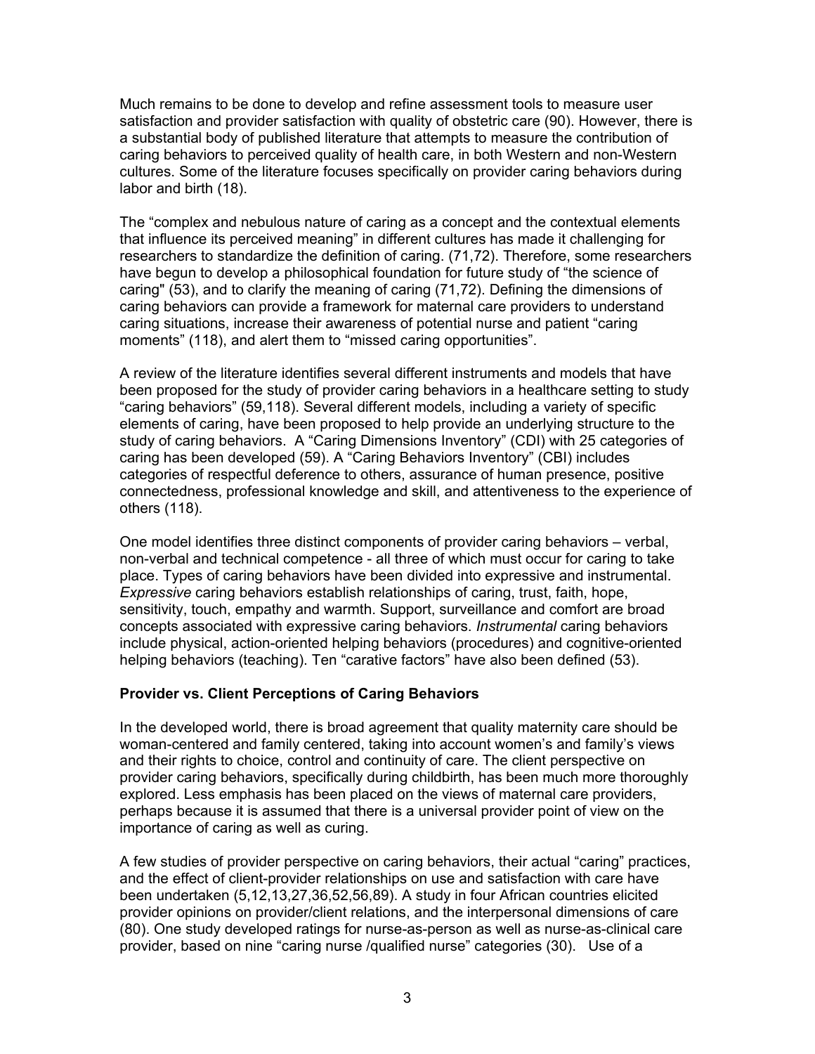Much remains to be done to develop and refine assessment tools to measure user satisfaction and provider satisfaction with quality of obstetric care (90). However, there is a substantial body of published literature that attempts to measure the contribution of caring behaviors to perceived quality of health care, in both Western and non-Western cultures. Some of the literature focuses specifically on provider caring behaviors during labor and birth (18).

The "complex and nebulous nature of caring as a concept and the contextual elements that influence its perceived meaning" in different cultures has made it challenging for researchers to standardize the definition of caring. (71,72). Therefore, some researchers have begun to develop a philosophical foundation for future study of "the science of caring" (53), and to clarify the meaning of caring (71,72). Defining the dimensions of caring behaviors can provide a framework for maternal care providers to understand caring situations, increase their awareness of potential nurse and patient "caring moments" (118), and alert them to "missed caring opportunities".

A review of the literature identifies several different instruments and models that have been proposed for the study of provider caring behaviors in a healthcare setting to study "caring behaviors" (59,118). Several different models, including a variety of specific elements of caring, have been proposed to help provide an underlying structure to the study of caring behaviors. A "Caring Dimensions Inventory" (CDI) with 25 categories of caring has been developed (59). A "Caring Behaviors Inventory" (CBI) includes categories of respectful deference to others, assurance of human presence, positive connectedness, professional knowledge and skill, and attentiveness to the experience of others (118).

One model identifies three distinct components of provider caring behaviors – verbal, non-verbal and technical competence - all three of which must occur for caring to take place. Types of caring behaviors have been divided into expressive and instrumental. *Expressive* caring behaviors establish relationships of caring, trust, faith, hope, sensitivity, touch, empathy and warmth. Support, surveillance and comfort are broad concepts associated with expressive caring behaviors. *Instrumental* caring behaviors include physical, action-oriented helping behaviors (procedures) and cognitive-oriented helping behaviors (teaching). Ten "carative factors" have also been defined (53).

### Provider vs. Client Perceptions of Caring Behaviors

In the developed world, there is broad agreement that quality maternity care should be woman-centered and family centered, taking into account women's and family's views and their rights to choice, control and continuity of care. The client perspective on provider caring behaviors, specifically during childbirth, has been much more thoroughly explored. Less emphasis has been placed on the views of maternal care providers, perhaps because it is assumed that there is a universal provider point of view on the importance of caring as well as curing.

A few studies of provider perspective on caring behaviors, their actual "caring" practices, and the effect of client-provider relationships on use and satisfaction with care have been undertaken (5,12,13,27,36,52,56,89). A study in four African countries elicited provider opinions on provider/client relations, and the interpersonal dimensions of care (80). One study developed ratings for nurse-as-person as well as nurse-as-clinical care provider, based on nine "caring nurse /qualified nurse" categories (30). Use of a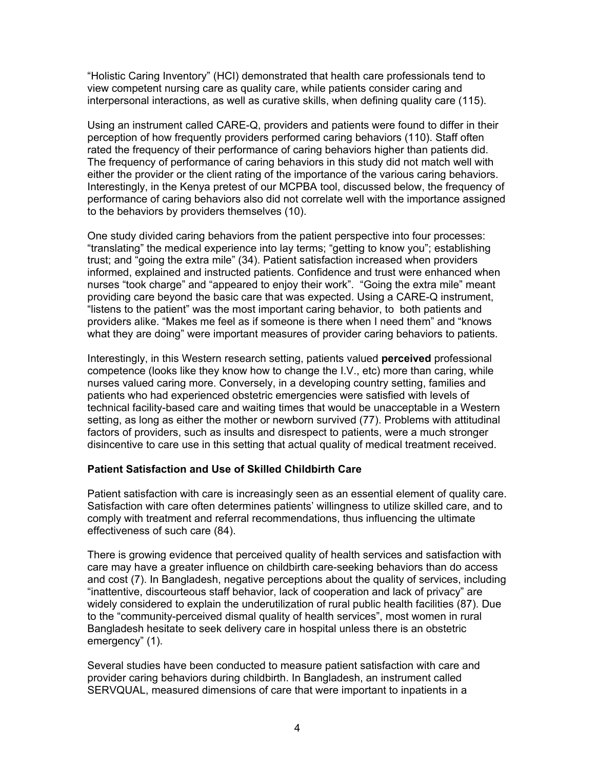"Holistic Caring Inventory" (HCI) demonstrated that health care professionals tend to view competent nursing care as quality care, while patients consider caring and interpersonal interactions, as well as curative skills, when defining quality care (115).

Using an instrument called CARE-Q, providers and patients were found to differ in their perception of how frequently providers performed caring behaviors (110). Staff often rated the frequency of their performance of caring behaviors higher than patients did. The frequency of performance of caring behaviors in this study did not match well with either the provider or the client rating of the importance of the various caring behaviors. Interestingly, in the Kenya pretest of our MCPBA tool, discussed below, the frequency of performance of caring behaviors also did not correlate well with the importance assigned to the behaviors by providers themselves (10).

One study divided caring behaviors from the patient perspective into four processes: "translating" the medical experience into lay terms; "getting to know you"; establishing trust; and "going the extra mile" (34). Patient satisfaction increased when providers informed, explained and instructed patients. Confidence and trust were enhanced when nurses "took charge" and "appeared to enjoy their work". "Going the extra mile" meant providing care beyond the basic care that was expected. Using a CARE-Q instrument, "listens to the patient" was the most important caring behavior, to both patients and providers alike. "Makes me feel as if someone is there when I need them" and "knows what they are doing" were important measures of provider caring behaviors to patients.

Interestingly, in this Western research setting, patients valued **perceived** professional competence (looks like they know how to change the I.V., etc) more than caring, while nurses valued caring more. Conversely, in a developing country setting, families and patients who had experienced obstetric emergencies were satisfied with levels of technical facility-based care and waiting times that would be unacceptable in a Western setting, as long as either the mother or newborn survived (77). Problems with attitudinal factors of providers, such as insults and disrespect to patients, were a much stronger disincentive to care use in this setting that actual quality of medical treatment received.

**Patient Satisfaction and Use of Skilled Childbirth Care**

Patient satisfaction with care is increasingly seen as an essential element of quality care. Satisfaction with care often determines patients' willingness to utilize skilled care, and to comply with treatment and referral recommendations, thus influencing the ultimate effectiveness of such care (84).

There is growing evidence that perceived quality of health services and satisfaction with care may have a greater influence on childbirth care-seeking behaviors than do access and cost (7). In Bangladesh, negative perceptions about the quality of services, including "inattentive, discourteous staff behavior, lack of cooperation and lack of privacy" are widely considered to explain the underutilization of rural public health facilities (87). Due to the "community-perceived dismal quality of health services", most women in rural Bangladesh hesitate to seek delivery care in hospital unless there is an obstetric emergency" (1).

Several studies have been conducted to measure patient satisfaction with care and provider caring behaviors during childbirth. In Bangladesh, an instrument called SERVQUAL, measured dimensions of care that were important to inpatients in a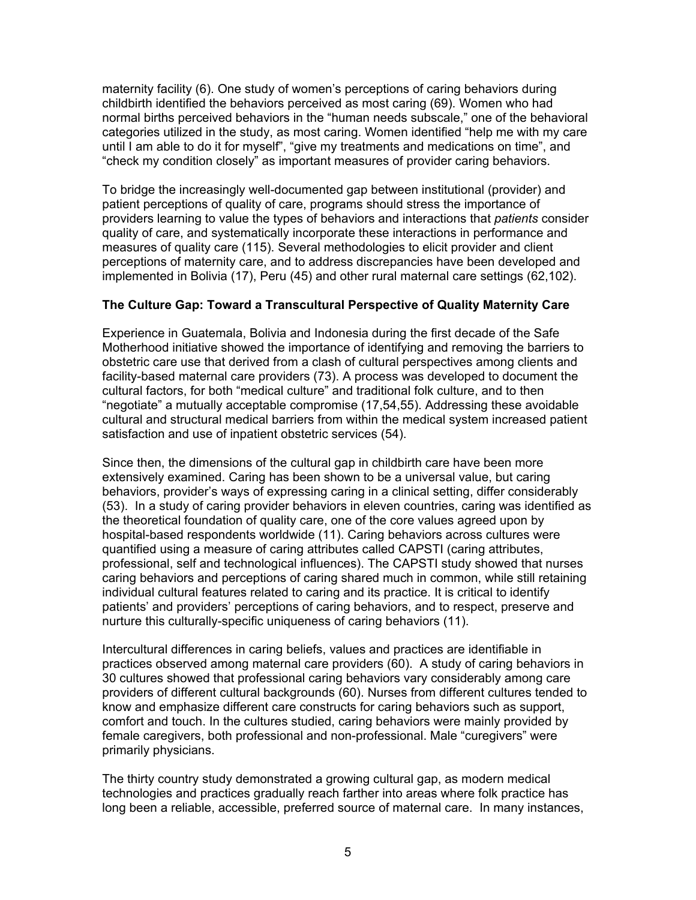maternity facility (6). One study of women's perceptions of caring behaviors during childbirth identified the behaviors perceived as most caring (69). Women who had normal births perceived behaviors in the "human needs subscale," one of the behavioral categories utilized in the study, as most caring. Women identified "help me with my care until I am able to do it for myself", "give my treatments and medications on time", and "check my condition closely" as important measures of provider caring behaviors.

To bridge the increasingly well-documented gap between institutional (provider) and patient perceptions of quality of care, programs should stress the importance of providers learning to value the types of behaviors and interactions that *patients* consider quality of care, and systematically incorporate these interactions in performance and measures of quality care (115). Several methodologies to elicit provider and client perceptions of maternity care, and to address discrepancies have been developed and implemented in Bolivia (17), Peru (45) and other rural maternal care settings (62,102).

**The Culture Gap: Toward a Transcultural Perspective of Quality Maternity Care**

Experience in Guatemala, Bolivia and Indonesia during the first decade of the Safe Motherhood initiative showed the importance of identifying and removing the barriers to obstetric care use that derived from a clash of cultural perspectives among clients and facility-based maternal care providers (73). A process was developed to document the cultural factors, for both "medical culture" and traditional folk culture, and to then "negotiate" a mutually acceptable compromise (17,54,55). Addressing these avoidable cultural and structural medical barriers from within the medical system increased patient satisfaction and use of inpatient obstetric services (54).

Since then, the dimensions of the cultural gap in childbirth care have been more extensively examined. Caring has been shown to be a universal value, but caring behaviors, provider's ways of expressing caring in a clinical setting, differ considerably (53). In a study of caring provider behaviors in eleven countries, caring was identified as the theoretical foundation of quality care, one of the core values agreed upon by hospital-based respondents worldwide (11). Caring behaviors across cultures were quantified using a measure of caring attributes called CAPSTI (caring attributes, professional, self and technological influences). The CAPSTI study showed that nurses caring behaviors and perceptions of caring shared much in common, while still retaining individual cultural features related to caring and its practice. It is critical to identify patients' and providers' perceptions of caring behaviors, and to respect, preserve and nurture this culturally-specific uniqueness of caring behaviors (11).

Intercultural differences in caring beliefs, values and practices are identifiable in practices observed among maternal care providers (60). A study of caring behaviors in 30 cultures showed that professional caring behaviors vary considerably among care providers of different cultural backgrounds (60). Nurses from different cultures tended to know and emphasize different care constructs for caring behaviors such as support, comfort and touch. In the cultures studied, caring behaviors were mainly provided by female caregivers, both professional and non-professional. Male "curegivers" were primarily physicians.

The thirty country study demonstrated a growing cultural gap, as modern medical technologies and practices gradually reach farther into areas where folk practice has long been a reliable, accessible, preferred source of maternal care. In many instances,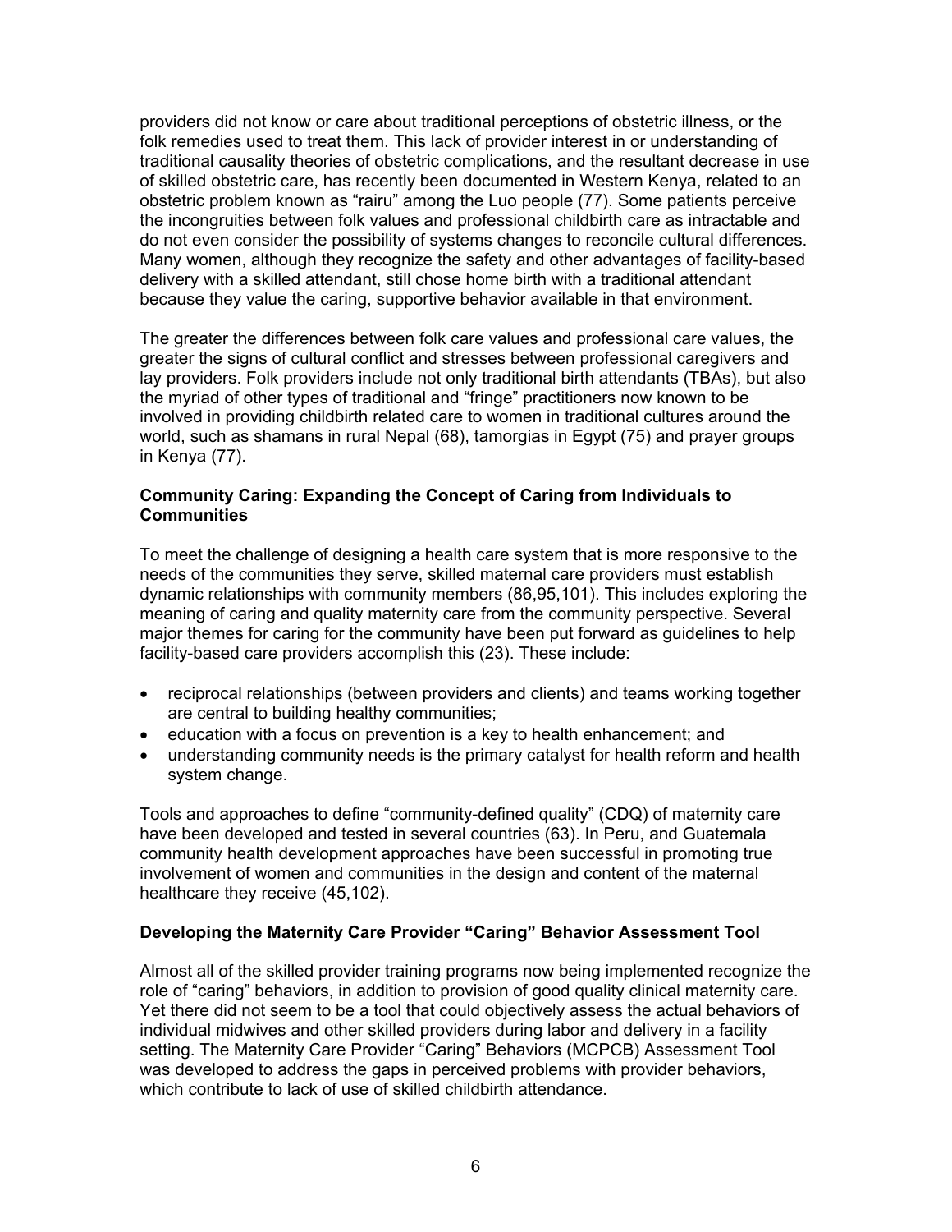providers did not know or care about traditional perceptions of obstetric illness, or the folk remedies used to treat them. This lack of provider interest in or understanding of traditional causality theories of obstetric complications, and the resultant decrease in use of skilled obstetric care, has recently been documented in Western Kenya, related to an obstetric problem known as "rairu" among the Luo people (77). Some patients perceive the incongruities between folk values and professional childbirth care as intractable and do not even consider the possibility of systems changes to reconcile cultural differences. Many women, although they recognize the safety and other advantages of facility-based delivery with a skilled attendant, still chose home birth with a traditional attendant because they value the caring, supportive behavior available in that environment.

The greater the differences between folk care values and professional care values, the greater the signs of cultural conflict and stresses between professional caregivers and lay providers. Folk providers include not only traditional birth attendants (TBAs), but also the myriad of other types of traditional and "fringe" practitioners now known to be involved in providing childbirth related care to women in traditional cultures around the world, such as shamans in rural Nepal (68), tamorgias in Egypt (75) and prayer groups in Kenya (77).

**Community Caring: Expanding the Concept of Caring from Individuals to Communities**

To meet the challenge of designing a health care system that is more responsive to the needs of the communities they serve, skilled maternal care providers must establish dynamic relationships with community members (86,95,101). This includes exploring the meaning of caring and quality maternity care from the community perspective. Several major themes for caring for the community have been put forward as guidelines to help facility-based care providers accomplish this (23). These include:

- reciprocal relationships (between providers and clients) and teams working together are central to building healthy communities;
- education with a focus on prevention is a key to health enhancement; and
- understanding community needs is the primary catalyst for health reform and health system change.

Tools and approaches to define "community-defined quality" (CDQ) of maternity care have been developed and tested in several countries (63). In Peru, and Guatemala community health development approaches have been successful in promoting true involvement of women and communities in the design and content of the maternal healthcare they receive (45,102).

**Developing the Maternity Care Provider "Caring" Behavior Assessment Tool**

Almost all of the skilled provider training programs now being implemented recognize the role of "caring" behaviors, in addition to provision of good quality clinical maternity care. Yet there did not seem to be a tool that could objectively assess the actual behaviors of individual midwives and other skilled providers during labor and delivery in a facility setting. The Maternity Care Provider "Caring" Behaviors (MCPCB) Assessment Tool was developed to address the gaps in perceived problems with provider behaviors, which contribute to lack of use of skilled childbirth attendance.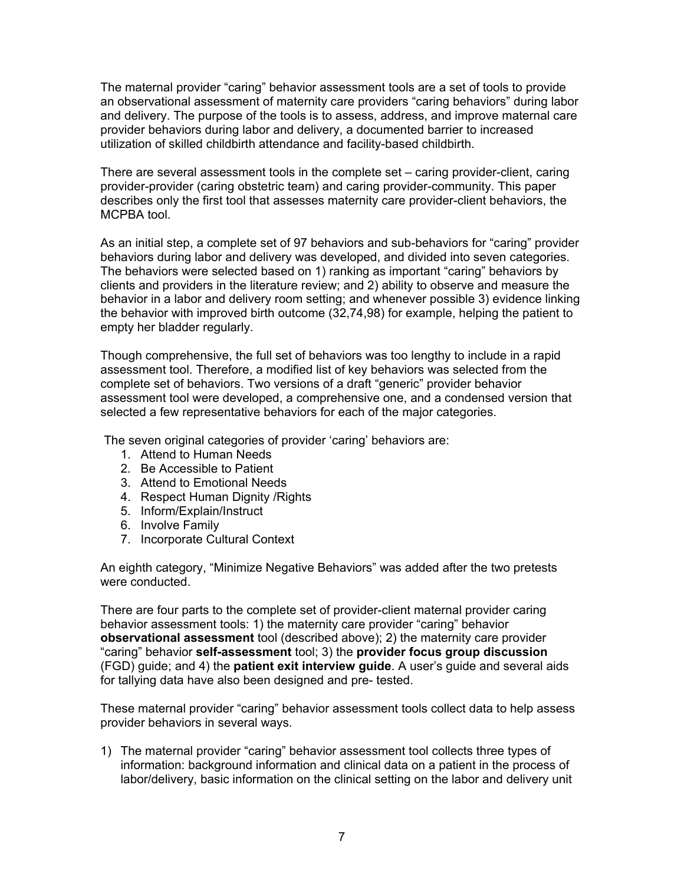The maternal provider "caring" behavior assessment tools are a set of tools to provide an observational assessment of maternity care providers "caring behaviors" during labor and delivery. The purpose of the tools is to assess, address, and improve maternal care provider behaviors during labor and delivery, a documented barrier to increased utilization of skilled childbirth attendance and facility-based childbirth.

There are several assessment tools in the complete set – caring provider-client, caring provider-provider (caring obstetric team) and caring provider-community. This paper describes only the first tool that assesses maternity care provider-client behaviors, the MCPBA tool.

As an initial step, a complete set of 97 behaviors and sub-behaviors for "caring" provider behaviors during labor and delivery was developed, and divided into seven categories. The behaviors were selected based on 1) ranking as important "caring" behaviors by clients and providers in the literature review; and 2) ability to observe and measure the behavior in a labor and delivery room setting; and whenever possible 3) evidence linking the behavior with improved birth outcome (32,74,98) for example, helping the patient to empty her bladder regularly.

Though comprehensive, the full set of behaviors was too lengthy to include in a rapid assessment tool. Therefore, a modified list of key behaviors was selected from the complete set of behaviors. Two versions of a draft "generic" provider behavior assessment tool were developed, a comprehensive one, and a condensed version that selected a few representative behaviors for each of the major categories.

The seven original categories of provider 'caring' behaviors are:

1. Attend to Human Needs
2. Be Accessible to Patient
3. Attend to Emotional Needs
4. Respect Human Dignity /Rights
5. Inform/Explain/Instruct
6. Involve Family
7. Incorporate Cultural Context

An eighth category, "Minimize Negative Behaviors" was added after the two pretests were conducted.

There are four parts to the complete set of provider-client maternal provider caring behavior assessment tools: 1) the maternity care provider "caring" behavior **observational assessment** tool (described above); 2) the maternity care provider "caring" behavior **self-assessment** tool; 3) the **provider focus group discussion** (FGD) guide; and 4) the **patient exit interview guide**. A user's guide and several aids for tallying data have also been designed and pre- tested.

These maternal provider "caring" behavior assessment tools collect data to help assess provider behaviors in several ways.

1) The maternal provider "caring" behavior assessment tool collects three types of information: background information and clinical data on a patient in the process of labor/delivery, basic information on the clinical setting on the labor and delivery unit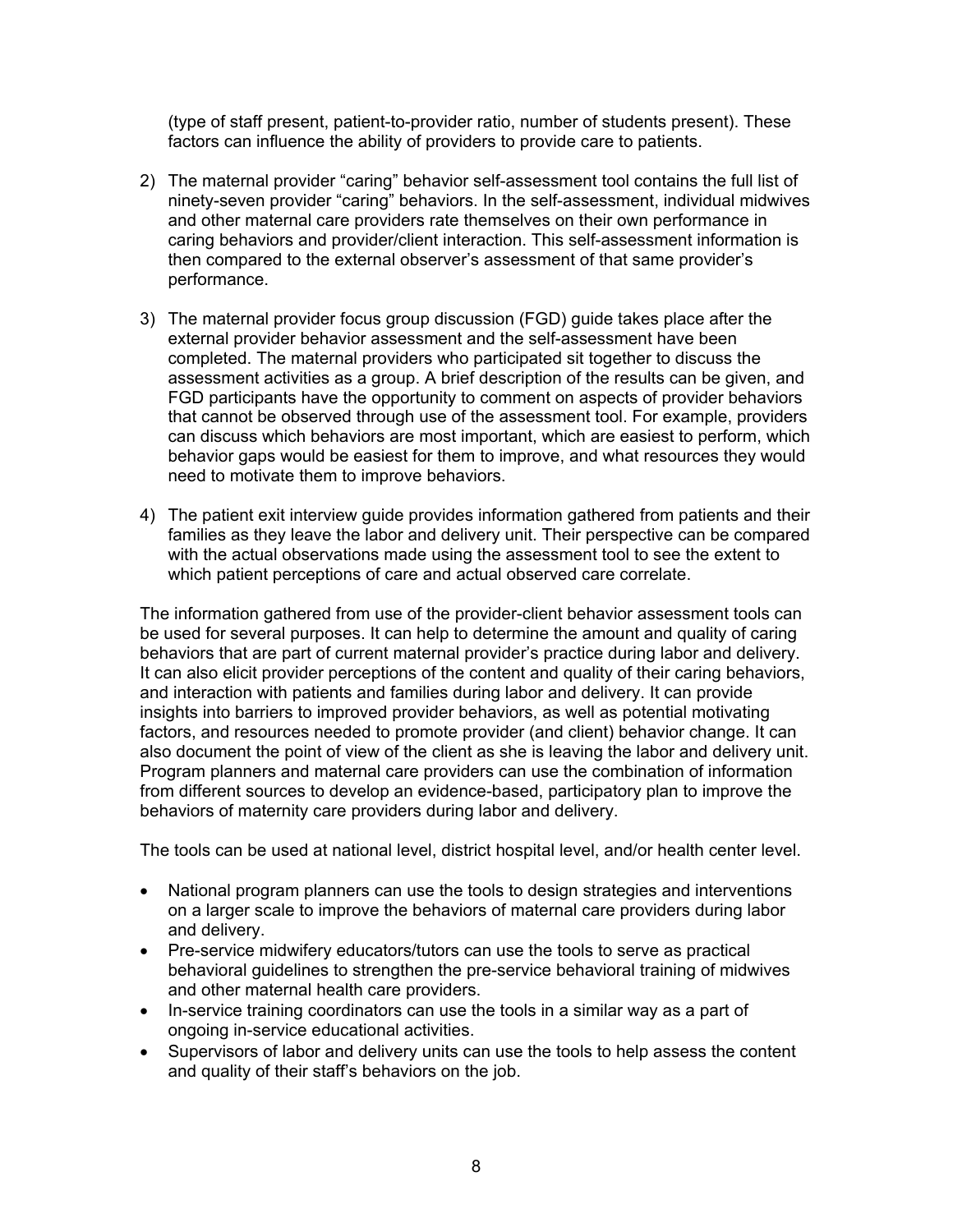(type of staff present, patient-to-provider ratio, number of students present). These factors can influence the ability of providers to provide care to patients.

2) The maternal provider "caring" behavior self-assessment tool contains the full list of ninety-seven provider "caring" behaviors. In the self-assessment, individual midwives and other maternal care providers rate themselves on their own performance in caring behaviors and provider/client interaction. This self-assessment information is then compared to the external observer's assessment of that same provider's performance.

3) The maternal provider focus group discussion (FGD) guide takes place after the external provider behavior assessment and the self-assessment have been completed. The maternal providers who participated sit together to discuss the assessment activities as a group. A brief description of the results can be given, and FGD participants have the opportunity to comment on aspects of provider behaviors that cannot be observed through use of the assessment tool. For example, providers can discuss which behaviors are most important, which are easiest to perform, which behavior gaps would be easiest for them to improve, and what resources they would need to motivate them to improve behaviors.

4) The patient exit interview guide provides information gathered from patients and their families as they leave the labor and delivery unit. Their perspective can be compared with the actual observations made using the assessment tool to see the extent to which patient perceptions of care and actual observed care correlate.

The information gathered from use of the provider-client behavior assessment tools can be used for several purposes. It can help to determine the amount and quality of caring behaviors that are part of current maternal provider's practice during labor and delivery. It can also elicit provider perceptions of the content and quality of their caring behaviors, and interaction with patients and families during labor and delivery. It can provide insights into barriers to improved provider behaviors, as well as potential motivating factors, and resources needed to promote provider (and client) behavior change. It can also document the point of view of the client as she is leaving the labor and delivery unit. Program planners and maternal care providers can use the combination of information from different sources to develop an evidence-based, participatory plan to improve the behaviors of maternity care providers during labor and delivery.

The tools can be used at national level, district hospital level, and/or health center level.

- National program planners can use the tools to design strategies and interventions on a larger scale to improve the behaviors of maternal care providers during labor and delivery.
- Pre-service midwifery educators/tutors can use the tools to serve as practical behavioral guidelines to strengthen the pre-service behavioral training of midwives and other maternal health care providers.
- In-service training coordinators can use the tools in a similar way as a part of ongoing in-service educational activities.
- Supervisors of labor and delivery units can use the tools to help assess the content and quality of their staff's behaviors on the job.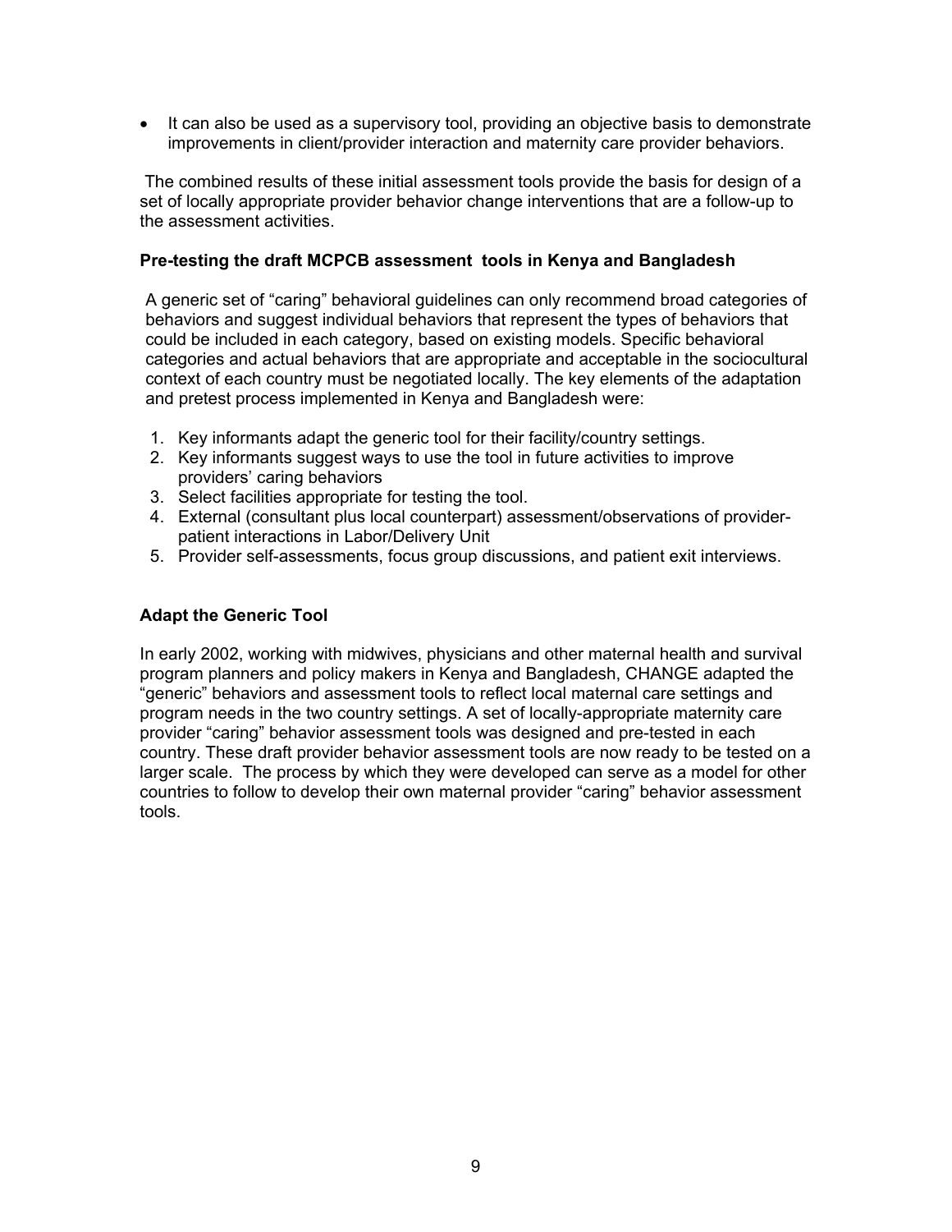- It can also be used as a supervisory tool, providing an objective basis to demonstrate improvements in client/provider interaction and maternity care provider behaviors.

The combined results of these initial assessment tools provide the basis for design of a set of locally appropriate provider behavior change interventions that are a follow-up to the assessment activities.

**Pre-testing the draft MCPCB assessment tools in Kenya and Bangladesh**

A generic set of "caring" behavioral guidelines can only recommend broad categories of behaviors and suggest individual behaviors that represent the types of behaviors that could be included in each category, based on existing models. Specific behavioral categories and actual behaviors that are appropriate and acceptable in the sociocultural context of each country must be negotiated locally. The key elements of the adaptation and pretest process implemented in Kenya and Bangladesh were:

1. Key informants adapt the generic tool for their facility/country settings.
2. Key informants suggest ways to use the tool in future activities to improve providers' caring behaviors
3. Select facilities appropriate for testing the tool.
4. External (consultant plus local counterpart) assessment/observations of provider-patient interactions in Labor/Delivery Unit
5. Provider self-assessments, focus group discussions, and patient exit interviews.

**Adapt the Generic Tool**

In early 2002, working with midwives, physicians and other maternal health and survival program planners and policy makers in Kenya and Bangladesh, CHANGE adapted the "generic" behaviors and assessment tools to reflect local maternal care settings and program needs in the two country settings. A set of locally-appropriate maternity care provider "caring" behavior assessment tools was designed and pre-tested in each country. These draft provider behavior assessment tools are now ready to be tested on a larger scale. The process by which they were developed can serve as a model for other countries to follow to develop their own maternal provider "caring" behavior assessment tools.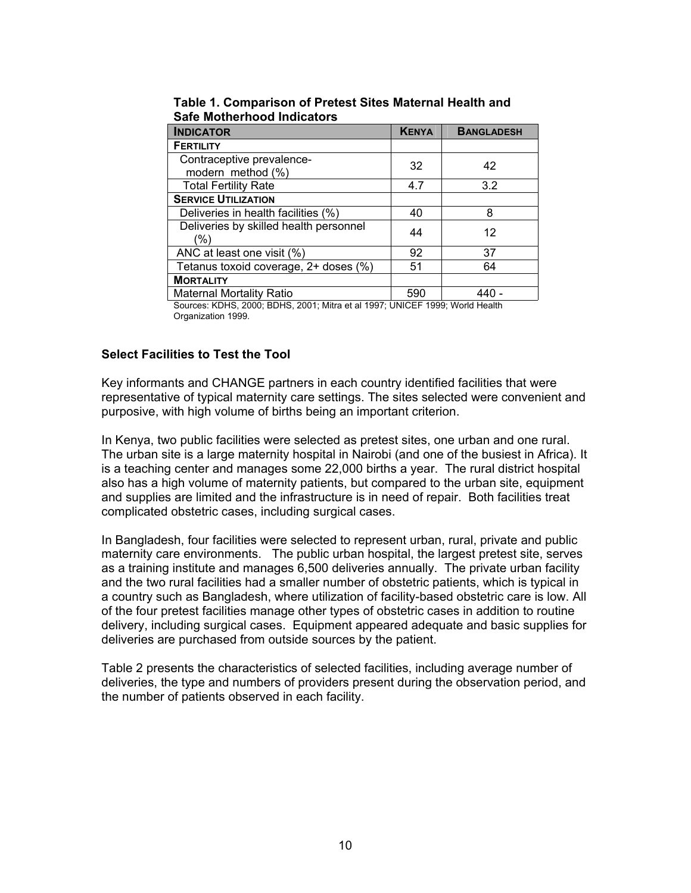**Table 1. Comparison of Pretest Sites Maternal Health and Safe Motherhood Indicators**

| INDICATOR | KENYA | BANGLADESH |
|---|---|---|
| **FERTILITY** | | |
| Contraceptive prevalence- modern method (%) | 32 | 42 |
| Total Fertility Rate | 4.7 | 3.2 |
| **SERVICE UTILIZATION** | | |
| Deliveries in health facilities (%) | 40 | 8 |
| Deliveries by skilled health personnel (%) | 44 | 12 |
| ANC at least one visit (%) | 92 | 37 |
| Tetanus toxoid coverage, 2+ doses (%) | 51 | 64 |
| **MORTALITY** | | |
| Maternal Mortality Ratio | 590 | 440 - |

Sources: KDHS, 2000; BDHS, 2001; Mitra et al 1997; UNICEF 1999; World Health Organization 1999.

### Select Facilities to Test the Tool

Key informants and CHANGE partners in each country identified facilities that were representative of typical maternity care settings. The sites selected were convenient and purposive, with high volume of births being an important criterion.

In Kenya, two public facilities were selected as pretest sites, one urban and one rural. The urban site is a large maternity hospital in Nairobi (and one of the busiest in Africa). It is a teaching center and manages some 22,000 births a year. The rural district hospital also has a high volume of maternity patients, but compared to the urban site, equipment and supplies are limited and the infrastructure is in need of repair. Both facilities treat complicated obstetric cases, including surgical cases.

In Bangladesh, four facilities were selected to represent urban, rural, private and public maternity care environments. The public urban hospital, the largest pretest site, serves as a training institute and manages 6,500 deliveries annually. The private urban facility and the two rural facilities had a smaller number of obstetric patients, which is typical in a country such as Bangladesh, where utilization of facility-based obstetric care is low. All of the four pretest facilities manage other types of obstetric cases in addition to routine delivery, including surgical cases. Equipment appeared adequate and basic supplies for deliveries are purchased from outside sources by the patient.

Table 2 presents the characteristics of selected facilities, including average number of deliveries, the type and numbers of providers present during the observation period, and the number of patients observed in each facility.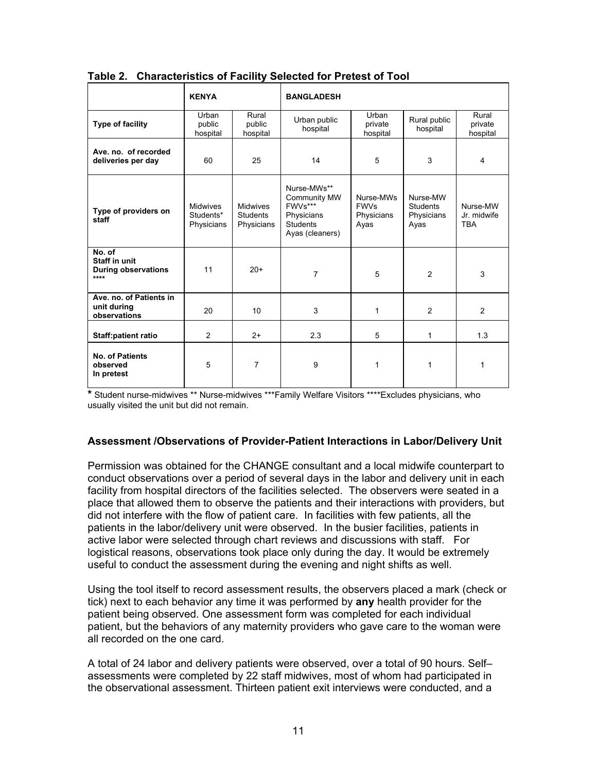**Table 2. Characteristics of Facility Selected for Pretest of Tool**

| | KENYA | | BANGLADESH | | | |
|---|---|---|---|---|---|---|
| **Type of facility** | Urban public hospital | Rural public hospital | Urban public hospital | Urban private hospital | Rural public hospital | Rural private hospital |
| **Ave. no. of recorded deliveries per day** | 60 | 25 | 14 | 5 | 3 | 4 |
| **Type of providers on staff** | Midwives Students* Physicians | Midwives Students Physicians | Nurse-MWs** Community MW FWVs*** Physicians Students Ayas (cleaners) | Nurse-MWs FWVs Physicians Ayas | Nurse-MW Students Physicians Ayas | Nurse-MW Jr. midwife TBA |
| **No. of Staff in unit During observations \*\*\*\*** | 11 | 20+ | 7 | 5 | 2 | 3 |
| **Ave. no. of Patients in unit during observations** | 20 | 10 | 3 | 1 | 2 | 2 |
| **Staff:patient ratio** | 2 | 2+ | 2.3 | 5 | 1 | 1.3 |
| **No. of Patients observed In pretest** | 5 | 7 | 9 | 1 | 1 | 1 |

\* Student nurse-midwives ** Nurse-midwives ***Family Welfare Visitors ****Excludes physicians, who usually visited the unit but did not remain.

### Assessment /Observations of Provider-Patient Interactions in Labor/Delivery Unit

Permission was obtained for the CHANGE consultant and a local midwife counterpart to conduct observations over a period of several days in the labor and delivery unit in each facility from hospital directors of the facilities selected. The observers were seated in a place that allowed them to observe the patients and their interactions with providers, but did not interfere with the flow of patient care. In facilities with few patients, all the patients in the labor/delivery unit were observed. In the busier facilities, patients in active labor were selected through chart reviews and discussions with staff. For logistical reasons, observations took place only during the day. It would be extremely useful to conduct the assessment during the evening and night shifts as well.

Using the tool itself to record assessment results, the observers placed a mark (check or tick) next to each behavior any time it was performed by **any** health provider for the patient being observed. One assessment form was completed for each individual patient, but the behaviors of any maternity providers who gave care to the woman were all recorded on the one card.

A total of 24 labor and delivery patients were observed, over a total of 90 hours. Self–assessments were completed by 22 staff midwives, most of whom had participated in the observational assessment. Thirteen patient exit interviews were conducted, and a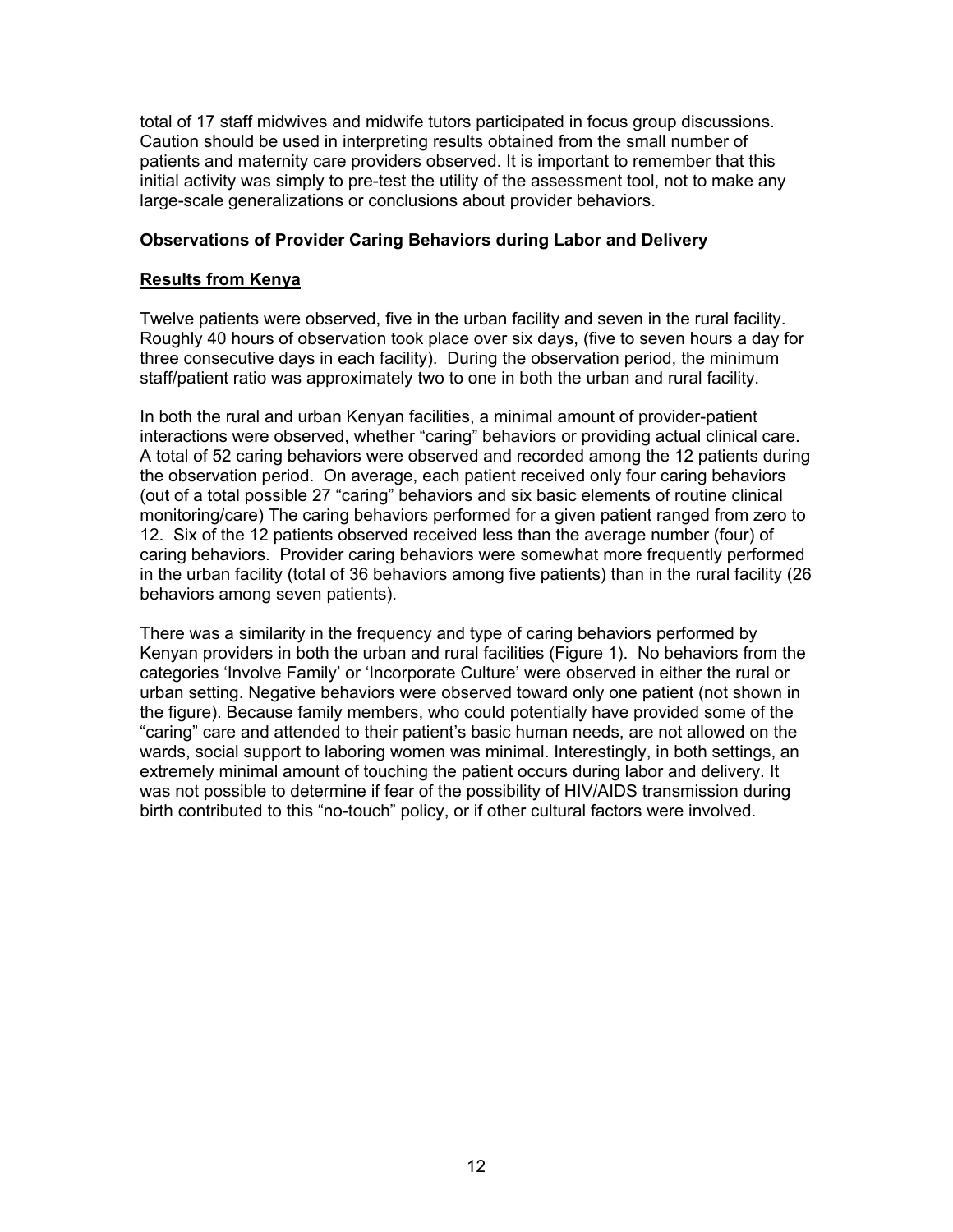total of 17 staff midwives and midwife tutors participated in focus group discussions. Caution should be used in interpreting results obtained from the small number of patients and maternity care providers observed. It is important to remember that this initial activity was simply to pre-test the utility of the assessment tool, not to make any large-scale generalizations or conclusions about provider behaviors.

**Observations of Provider Caring Behaviors during Labor and Delivery**

**Results from Kenya**

Twelve patients were observed, five in the urban facility and seven in the rural facility. Roughly 40 hours of observation took place over six days, (five to seven hours a day for three consecutive days in each facility). During the observation period, the minimum staff/patient ratio was approximately two to one in both the urban and rural facility.

In both the rural and urban Kenyan facilities, a minimal amount of provider-patient interactions were observed, whether "caring" behaviors or providing actual clinical care. A total of 52 caring behaviors were observed and recorded among the 12 patients during the observation period. On average, each patient received only four caring behaviors (out of a total possible 27 "caring" behaviors and six basic elements of routine clinical monitoring/care) The caring behaviors performed for a given patient ranged from zero to 12. Six of the 12 patients observed received less than the average number (four) of caring behaviors. Provider caring behaviors were somewhat more frequently performed in the urban facility (total of 36 behaviors among five patients) than in the rural facility (26 behaviors among seven patients).

There was a similarity in the frequency and type of caring behaviors performed by Kenyan providers in both the urban and rural facilities (Figure 1). No behaviors from the categories 'Involve Family' or 'Incorporate Culture' were observed in either the rural or urban setting. Negative behaviors were observed toward only one patient (not shown in the figure). Because family members, who could potentially have provided some of the "caring" care and attended to their patient's basic human needs, are not allowed on the wards, social support to laboring women was minimal. Interestingly, in both settings, an extremely minimal amount of touching the patient occurs during labor and delivery. It was not possible to determine if fear of the possibility of HIV/AIDS transmission during birth contributed to this "no-touch" policy, or if other cultural factors were involved.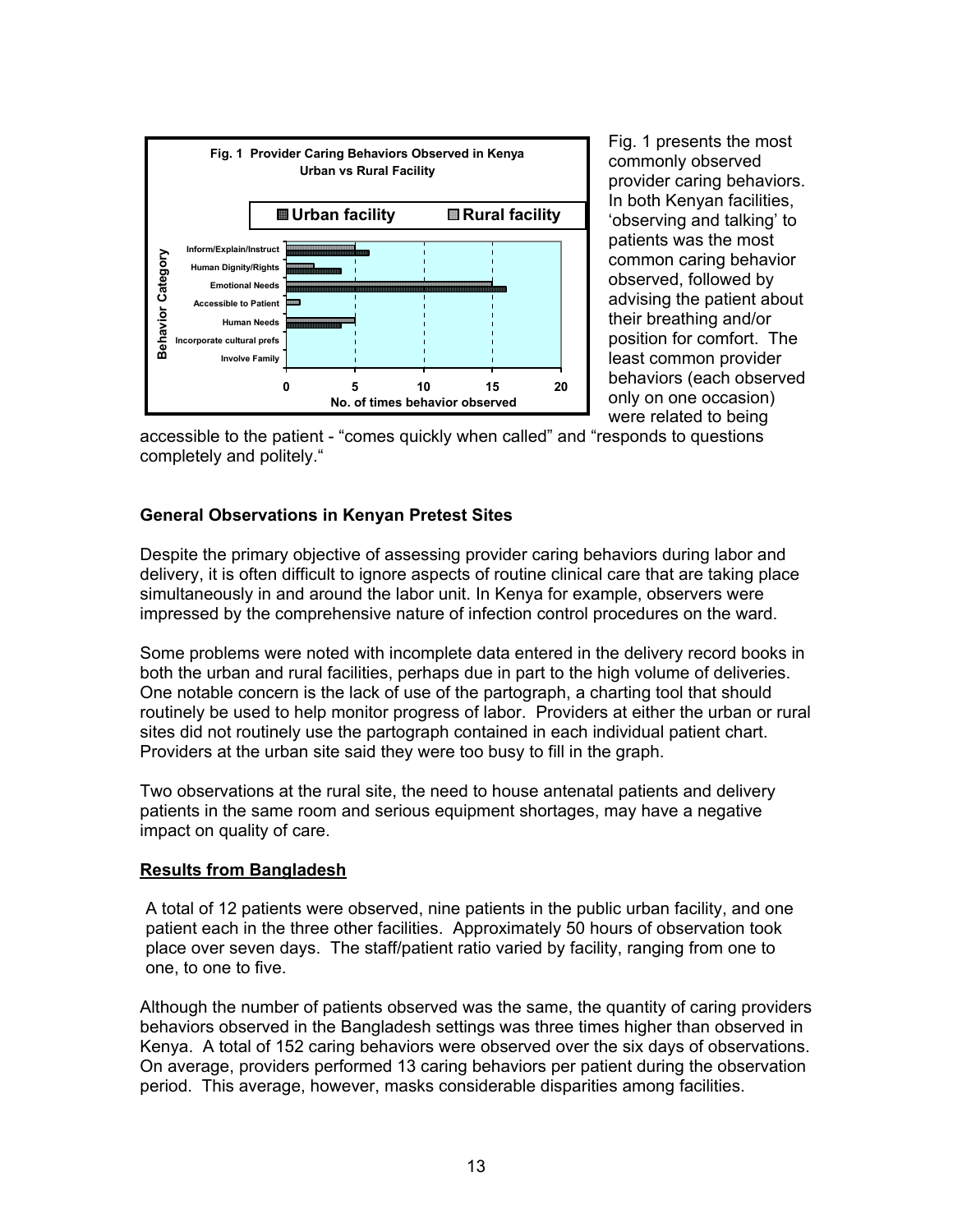**Fig. 1 Provider Caring Behaviors Observed in Kenya Urban vs Rural Facility**

Fig. 1 presents the most commonly observed provider caring behaviors. In both Kenyan facilities, 'observing and talking' to patients was the most common caring behavior observed, followed by advising the patient about their breathing and/or position for comfort. The least common provider behaviors (each observed only on one occasion) were related to being accessible to the patient - "comes quickly when called" and "responds to questions completely and politely."

**General Observations in Kenyan Pretest Sites**

Despite the primary objective of assessing provider caring behaviors during labor and delivery, it is often difficult to ignore aspects of routine clinical care that are taking place simultaneously in and around the labor unit. In Kenya for example, observers were impressed by the comprehensive nature of infection control procedures on the ward.

Some problems were noted with incomplete data entered in the delivery record books in both the urban and rural facilities, perhaps due in part to the high volume of deliveries. One notable concern is the lack of use of the partograph, a charting tool that should routinely be used to help monitor progress of labor. Providers at either the urban or rural sites did not routinely use the partograph contained in each individual patient chart. Providers at the urban site said they were too busy to fill in the graph.

Two observations at the rural site, the need to house antenatal patients and delivery patients in the same room and serious equipment shortages, may have a negative impact on quality of care.

**<u>Results from Bangladesh</u>**

A total of 12 patients were observed, nine patients in the public urban facility, and one patient each in the three other facilities. Approximately 50 hours of observation took place over seven days. The staff/patient ratio varied by facility, ranging from one to one, to one to five.

Although the number of patients observed was the same, the quantity of caring providers behaviors observed in the Bangladesh settings was three times higher than observed in Kenya. A total of 152 caring behaviors were observed over the six days of observations. On average, providers performed 13 caring behaviors per patient during the observation period. This average, however, masks considerable disparities among facilities.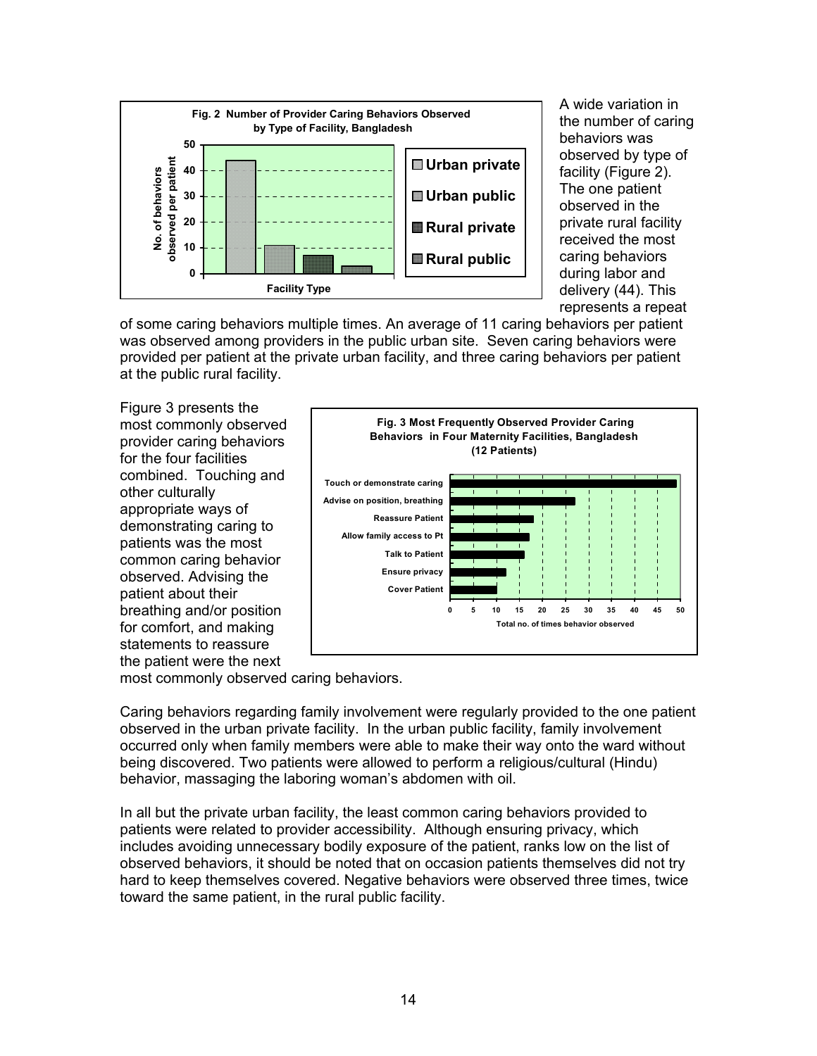A wide variation in the number of caring behaviors was observed by type of facility (Figure 2). The one patient observed in the private rural facility received the most caring behaviors during labor and delivery (44). This represents a repeat of some caring behaviors multiple times. An average of 11 caring behaviors per patient was observed among providers in the public urban site. Seven caring behaviors were provided per patient at the private urban facility, and three caring behaviors per patient at the public rural facility.

**Fig. 2 Number of Provider Caring Behaviors Observed by Type of Facility, Bangladesh**

Figure 3 presents the most commonly observed provider caring behaviors for the four facilities combined. Touching and other culturally appropriate ways of demonstrating caring to patients was the most common caring behavior observed. Advising the patient about their breathing and/or position for comfort, and making statements to reassure the patient were the next most commonly observed caring behaviors.

**Fig. 3 Most Frequently Observed Provider Caring Behaviors in Four Maternity Facilities, Bangladesh (12 Patients)**

Caring behaviors regarding family involvement were regularly provided to the one patient observed in the urban private facility. In the urban public facility, family involvement occurred only when family members were able to make their way onto the ward without being discovered. Two patients were allowed to perform a religious/cultural (Hindu) behavior, massaging the laboring woman's abdomen with oil.

In all but the private urban facility, the least common caring behaviors provided to patients were related to provider accessibility. Although ensuring privacy, which includes avoiding unnecessary bodily exposure of the patient, ranks low on the list of observed behaviors, it should be noted that on occasion patients themselves did not try hard to keep themselves covered. Negative behaviors were observed three times, twice toward the same patient, in the rural public facility.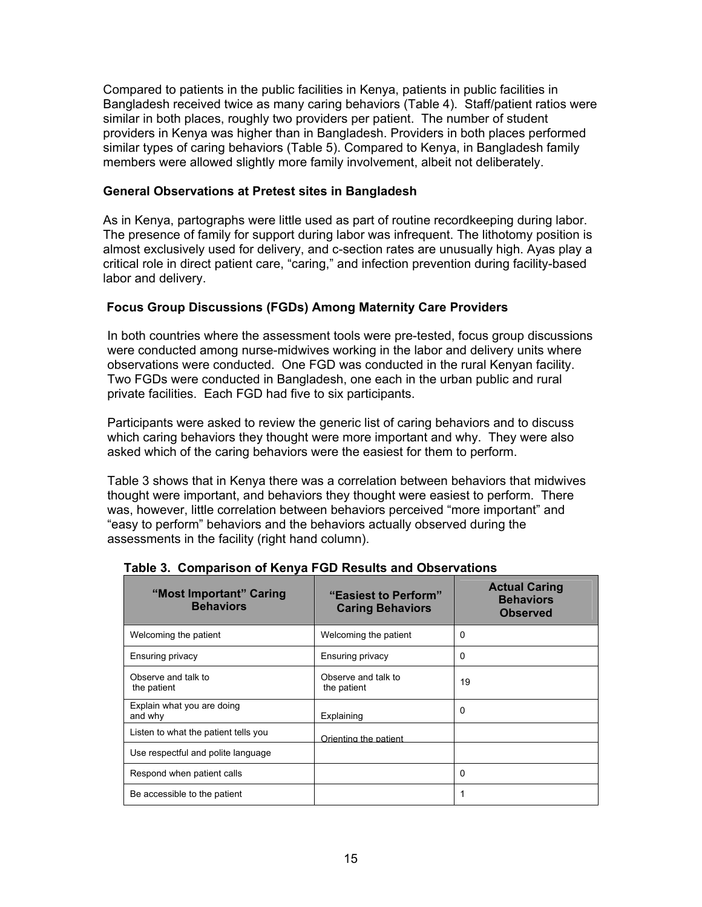Compared to patients in the public facilities in Kenya, patients in public facilities in Bangladesh received twice as many caring behaviors (Table 4). Staff/patient ratios were similar in both places, roughly two providers per patient. The number of student providers in Kenya was higher than in Bangladesh. Providers in both places performed similar types of caring behaviors (Table 5). Compared to Kenya, in Bangladesh family members were allowed slightly more family involvement, albeit not deliberately.

### General Observations at Pretest sites in Bangladesh

As in Kenya, partographs were little used as part of routine recordkeeping during labor. The presence of family for support during labor was infrequent. The lithotomy position is almost exclusively used for delivery, and c-section rates are unusually high. Ayas play a critical role in direct patient care, "caring," and infection prevention during facility-based labor and delivery.

### Focus Group Discussions (FGDs) Among Maternity Care Providers

In both countries where the assessment tools were pre-tested, focus group discussions were conducted among nurse-midwives working in the labor and delivery units where observations were conducted. One FGD was conducted in the rural Kenyan facility. Two FGDs were conducted in Bangladesh, one each in the urban public and rural private facilities. Each FGD had five to six participants.

Participants were asked to review the generic list of caring behaviors and to discuss which caring behaviors they thought were more important and why. They were also asked which of the caring behaviors were the easiest for them to perform.

Table 3 shows that in Kenya there was a correlation between behaviors that midwives thought were important, and behaviors they thought were easiest to perform. There was, however, little correlation between behaviors perceived "more important" and "easy to perform" behaviors and the behaviors actually observed during the assessments in the facility (right hand column).

**Table 3. Comparison of Kenya FGD Results and Observations**

| "Most Important" Caring Behaviors | "Easiest to Perform" Caring Behaviors | Actual Caring Behaviors Observed |
|---|---|---|
| Welcoming the patient | Welcoming the patient | 0 |
| Ensuring privacy | Ensuring privacy | 0 |
| Observe and talk to the patient | Observe and talk to the patient | 19 |
| Explain what you are doing and why | Explaining | 0 |
| Listen to what the patient tells you | Orienting the patient | |
| Use respectful and polite language | | |
| Respond when patient calls | | 0 |
| Be accessible to the patient | | 1 |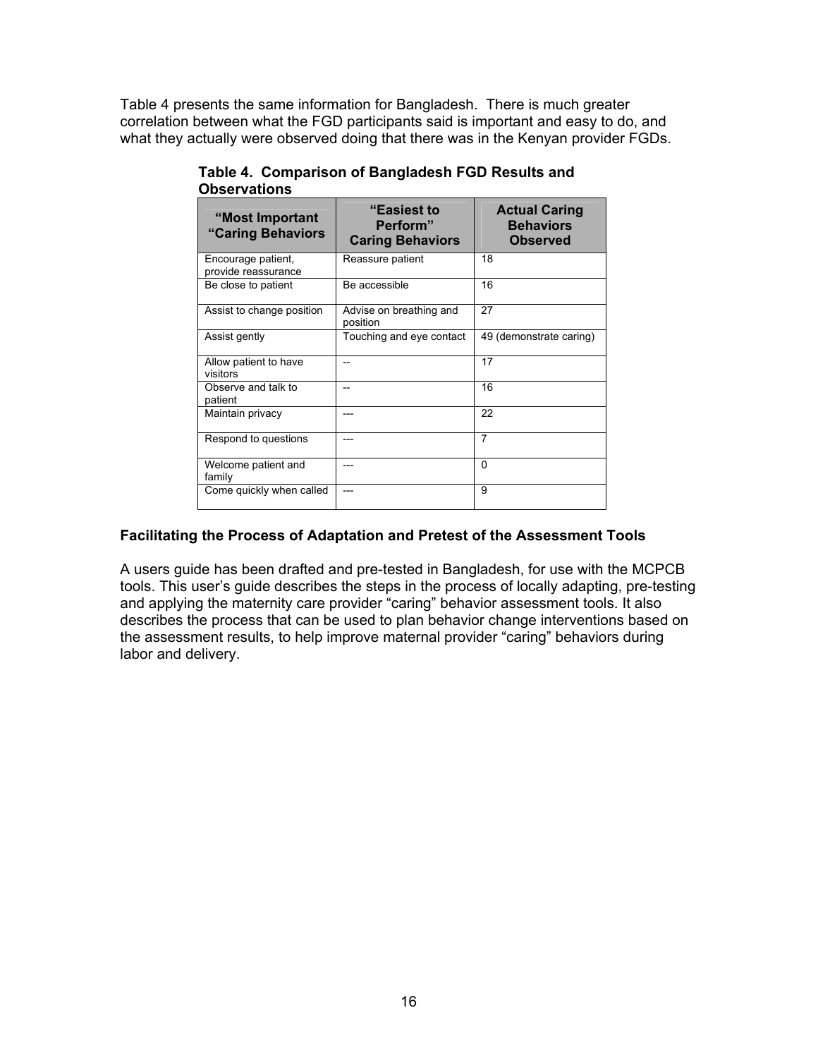Table 4 presents the same information for Bangladesh. There is much greater correlation between what the FGD participants said is important and easy to do, and what they actually were observed doing that there was in the Kenyan provider FGDs.

**Table 4. Comparison of Bangladesh FGD Results and Observations**

| "Most Important "Caring Behaviors | "Easiest to Perform" Caring Behaviors | Actual Caring Behaviors Observed |
|---|---|---|
| Encourage patient, provide reassurance | Reassure patient | 18 |
| Be close to patient | Be accessible | 16 |
| Assist to change position | Advise on breathing and position | 27 |
| Assist gently | Touching and eye contact | 49 (demonstrate caring) |
| Allow patient to have visitors | -- | 17 |
| Observe and talk to patient | -- | 16 |
| Maintain privacy | --- | 22 |
| Respond to questions | --- | 7 |
| Welcome patient and family | --- | 0 |
| Come quickly when called | --- | 9 |

### Facilitating the Process of Adaptation and Pretest of the Assessment Tools

A users guide has been drafted and pre-tested in Bangladesh, for use with the MCPCB tools. This user's guide describes the steps in the process of locally adapting, pre-testing and applying the maternity care provider "caring" behavior assessment tools. It also describes the process that can be used to plan behavior change interventions based on the assessment results, to help improve maternal provider "caring" behaviors during labor and delivery.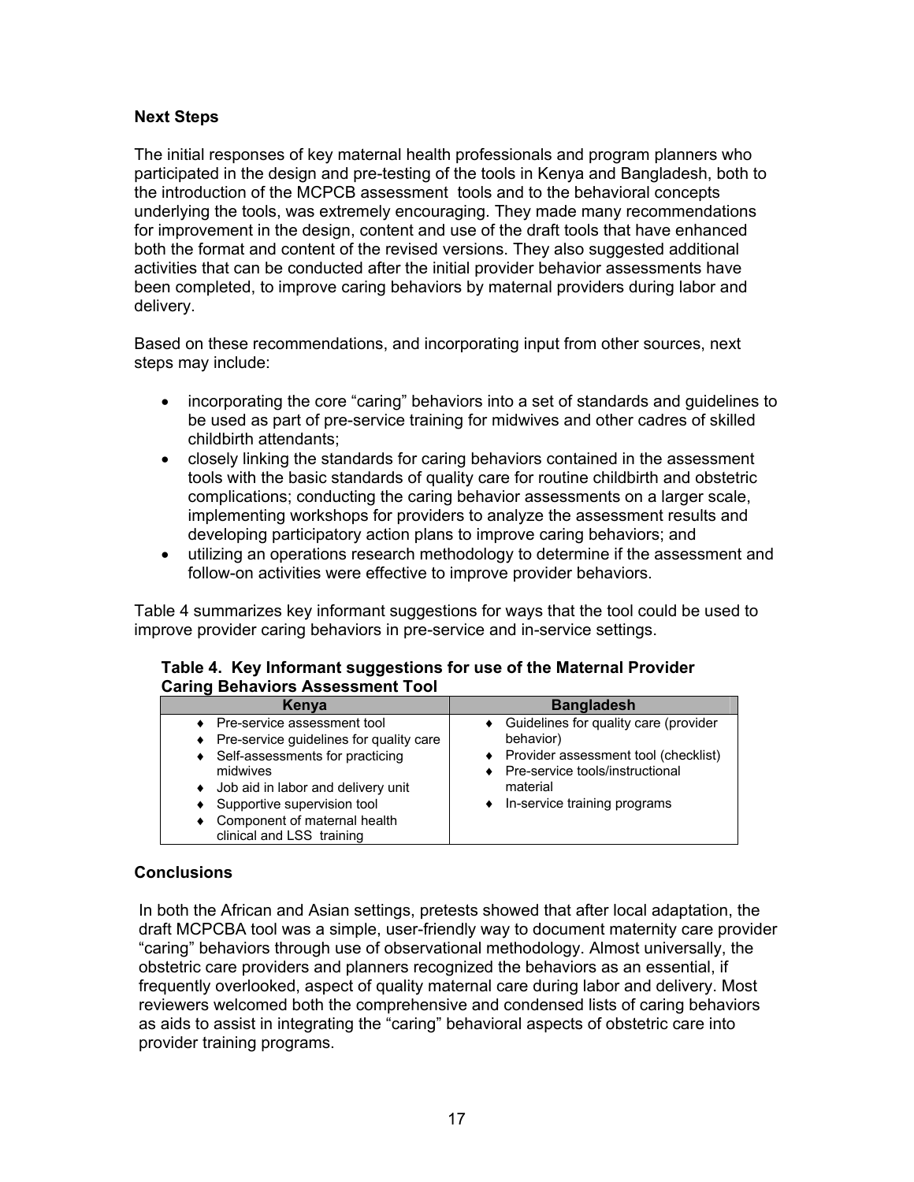### Next Steps

The initial responses of key maternal health professionals and program planners who participated in the design and pre-testing of the tools in Kenya and Bangladesh, both to the introduction of the MCPCB assessment tools and to the behavioral concepts underlying the tools, was extremely encouraging. They made many recommendations for improvement in the design, content and use of the draft tools that have enhanced both the format and content of the revised versions. They also suggested additional activities that can be conducted after the initial provider behavior assessments have been completed, to improve caring behaviors by maternal providers during labor and delivery.

Based on these recommendations, and incorporating input from other sources, next steps may include:

- incorporating the core "caring" behaviors into a set of standards and guidelines to be used as part of pre-service training for midwives and other cadres of skilled childbirth attendants;
- closely linking the standards for caring behaviors contained in the assessment tools with the basic standards of quality care for routine childbirth and obstetric complications; conducting the caring behavior assessments on a larger scale, implementing workshops for providers to analyze the assessment results and developing participatory action plans to improve caring behaviors; and
- utilizing an operations research methodology to determine if the assessment and follow-on activities were effective to improve provider behaviors.

Table 4 summarizes key informant suggestions for ways that the tool could be used to improve provider caring behaviors in pre-service and in-service settings.

**Table 4. Key Informant suggestions for use of the Maternal Provider Caring Behaviors Assessment Tool**

| Kenya | Bangladesh |
|---|---|
| ♦ Pre-service assessment tool<br>♦ Pre-service guidelines for quality care<br>♦ Self-assessments for practicing midwives<br>♦ Job aid in labor and delivery unit<br>♦ Supportive supervision tool<br>♦ Component of maternal health clinical and LSS training | ♦ Guidelines for quality care (provider behavior)<br>♦ Provider assessment tool (checklist)<br>♦ Pre-service tools/instructional material<br>♦ In-service training programs |

### Conclusions

In both the African and Asian settings, pretests showed that after local adaptation, the draft MCPCBA tool was a simple, user-friendly way to document maternity care provider "caring" behaviors through use of observational methodology. Almost universally, the obstetric care providers and planners recognized the behaviors as an essential, if frequently overlooked, aspect of quality maternal care during labor and delivery. Most reviewers welcomed both the comprehensive and condensed lists of caring behaviors as aids to assist in integrating the "caring" behavioral aspects of obstetric care into provider training programs.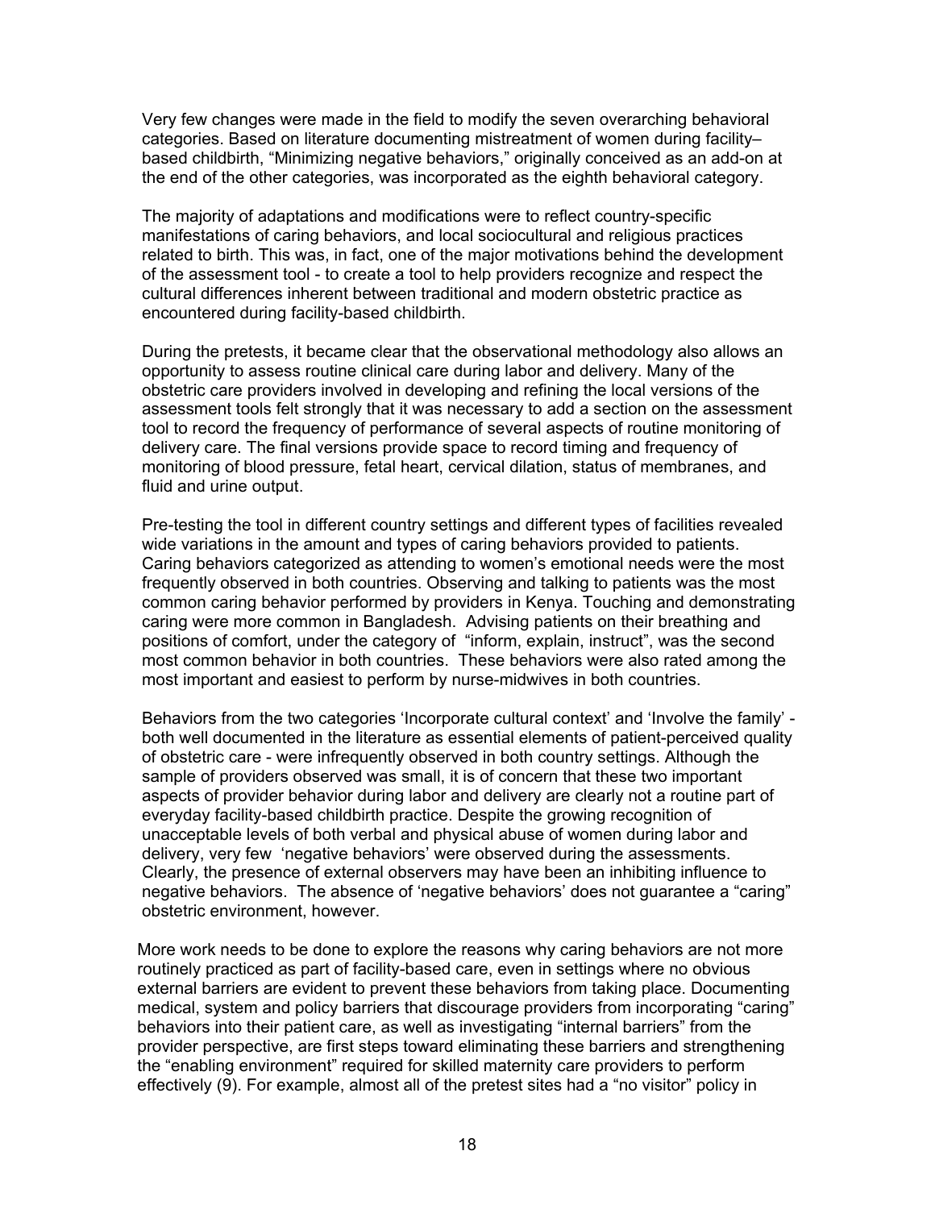Very few changes were made in the field to modify the seven overarching behavioral categories. Based on literature documenting mistreatment of women during facility–based childbirth, “Minimizing negative behaviors,” originally conceived as an add-on at the end of the other categories, was incorporated as the eighth behavioral category.

The majority of adaptations and modifications were to reflect country-specific manifestations of caring behaviors, and local sociocultural and religious practices related to birth. This was, in fact, one of the major motivations behind the development of the assessment tool - to create a tool to help providers recognize and respect the cultural differences inherent between traditional and modern obstetric practice as encountered during facility-based childbirth.

During the pretests, it became clear that the observational methodology also allows an opportunity to assess routine clinical care during labor and delivery. Many of the obstetric care providers involved in developing and refining the local versions of the assessment tools felt strongly that it was necessary to add a section on the assessment tool to record the frequency of performance of several aspects of routine monitoring of delivery care. The final versions provide space to record timing and frequency of monitoring of blood pressure, fetal heart, cervical dilation, status of membranes, and fluid and urine output.

Pre-testing the tool in different country settings and different types of facilities revealed wide variations in the amount and types of caring behaviors provided to patients. Caring behaviors categorized as attending to women’s emotional needs were the most frequently observed in both countries. Observing and talking to patients was the most common caring behavior performed by providers in Kenya. Touching and demonstrating caring were more common in Bangladesh. Advising patients on their breathing and positions of comfort, under the category of “inform, explain, instruct”, was the second most common behavior in both countries. These behaviors were also rated among the most important and easiest to perform by nurse-midwives in both countries.

Behaviors from the two categories ‘Incorporate cultural context’ and ‘Involve the family’ - both well documented in the literature as essential elements of patient-perceived quality of obstetric care - were infrequently observed in both country settings. Although the sample of providers observed was small, it is of concern that these two important aspects of provider behavior during labor and delivery are clearly not a routine part of everyday facility-based childbirth practice. Despite the growing recognition of unacceptable levels of both verbal and physical abuse of women during labor and delivery, very few ‘negative behaviors’ were observed during the assessments. Clearly, the presence of external observers may have been an inhibiting influence to negative behaviors. The absence of ‘negative behaviors’ does not guarantee a “caring” obstetric environment, however.

More work needs to be done to explore the reasons why caring behaviors are not more routinely practiced as part of facility-based care, even in settings where no obvious external barriers are evident to prevent these behaviors from taking place. Documenting medical, system and policy barriers that discourage providers from incorporating “caring” behaviors into their patient care, as well as investigating “internal barriers” from the provider perspective, are first steps toward eliminating these barriers and strengthening the “enabling environment” required for skilled maternity care providers to perform effectively (9). For example, almost all of the pretest sites had a “no visitor” policy in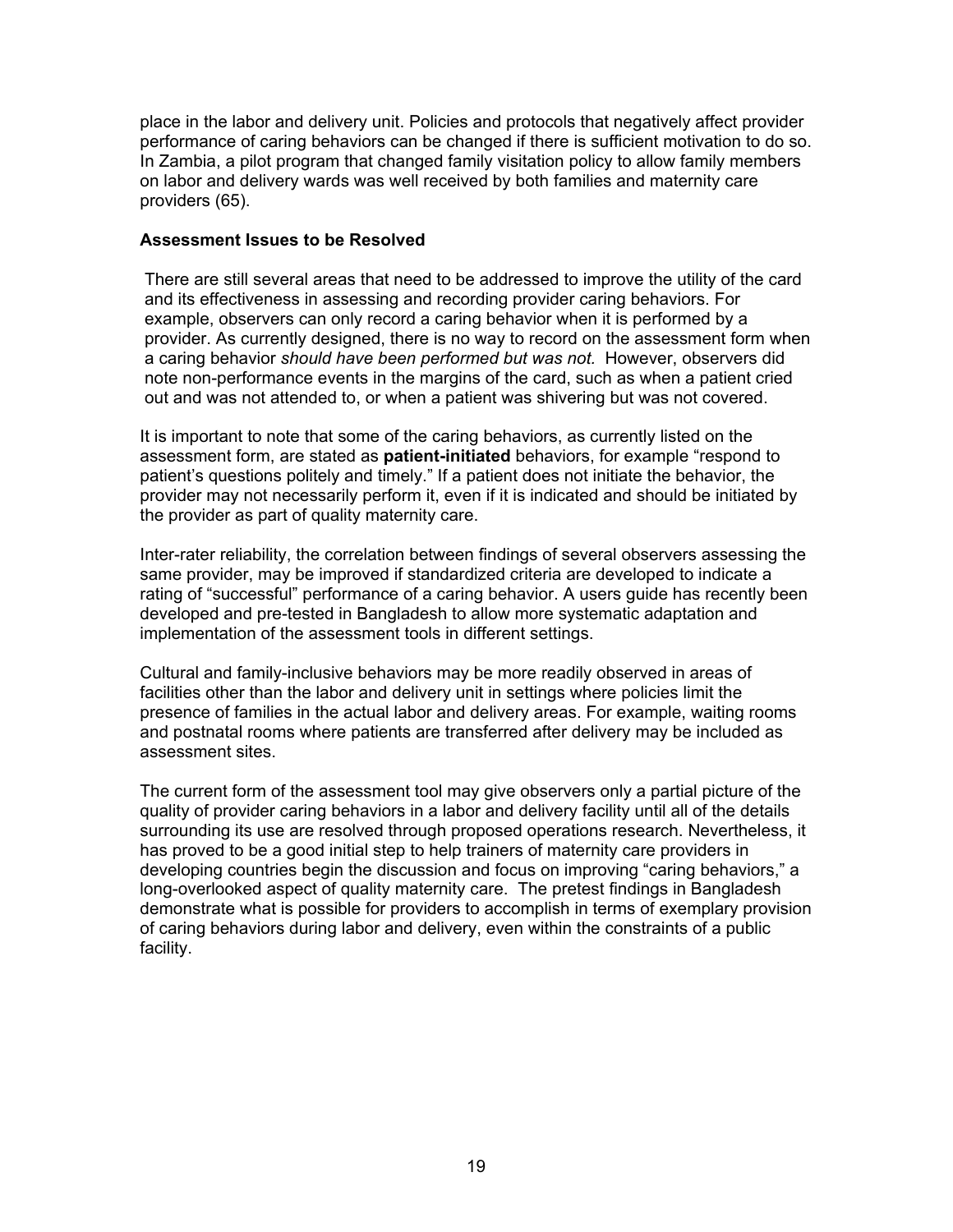place in the labor and delivery unit. Policies and protocols that negatively affect provider performance of caring behaviors can be changed if there is sufficient motivation to do so. In Zambia, a pilot program that changed family visitation policy to allow family members on labor and delivery wards was well received by both families and maternity care providers (65).

**Assessment Issues to be Resolved**

There are still several areas that need to be addressed to improve the utility of the card and its effectiveness in assessing and recording provider caring behaviors. For example, observers can only record a caring behavior when it is performed by a provider. As currently designed, there is no way to record on the assessment form when a caring behavior *should have been performed but was not.* However, observers did note non-performance events in the margins of the card, such as when a patient cried out and was not attended to, or when a patient was shivering but was not covered.

It is important to note that some of the caring behaviors, as currently listed on the assessment form, are stated as **patient-initiated** behaviors, for example "respond to patient's questions politely and timely." If a patient does not initiate the behavior, the provider may not necessarily perform it, even if it is indicated and should be initiated by the provider as part of quality maternity care.

Inter-rater reliability, the correlation between findings of several observers assessing the same provider, may be improved if standardized criteria are developed to indicate a rating of "successful" performance of a caring behavior. A users guide has recently been developed and pre-tested in Bangladesh to allow more systematic adaptation and implementation of the assessment tools in different settings.

Cultural and family-inclusive behaviors may be more readily observed in areas of facilities other than the labor and delivery unit in settings where policies limit the presence of families in the actual labor and delivery areas. For example, waiting rooms and postnatal rooms where patients are transferred after delivery may be included as assessment sites.

The current form of the assessment tool may give observers only a partial picture of the quality of provider caring behaviors in a labor and delivery facility until all of the details surrounding its use are resolved through proposed operations research. Nevertheless, it has proved to be a good initial step to help trainers of maternity care providers in developing countries begin the discussion and focus on improving "caring behaviors," a long-overlooked aspect of quality maternity care. The pretest findings in Bangladesh demonstrate what is possible for providers to accomplish in terms of exemplary provision of caring behaviors during labor and delivery, even within the constraints of a public facility.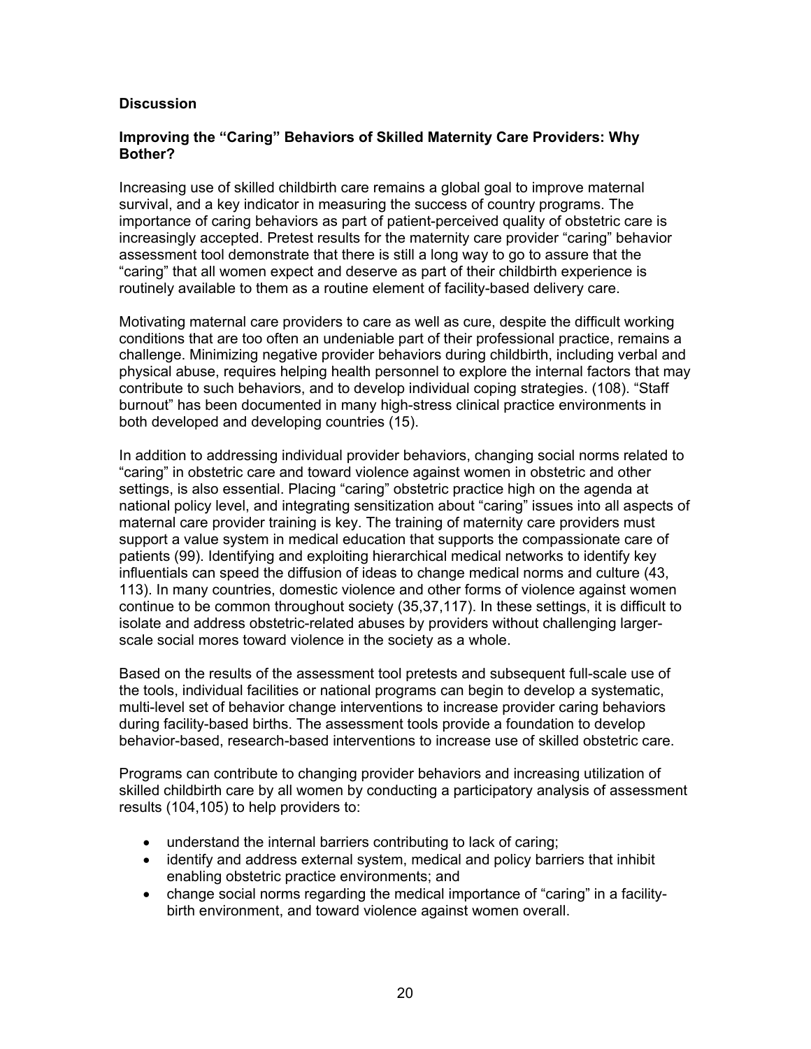## Discussion

### Improving the "Caring" Behaviors of Skilled Maternity Care Providers: Why Bother?

Increasing use of skilled childbirth care remains a global goal to improve maternal survival, and a key indicator in measuring the success of country programs. The importance of caring behaviors as part of patient-perceived quality of obstetric care is increasingly accepted. Pretest results for the maternity care provider "caring" behavior assessment tool demonstrate that there is still a long way to go to assure that the "caring" that all women expect and deserve as part of their childbirth experience is routinely available to them as a routine element of facility-based delivery care.

Motivating maternal care providers to care as well as cure, despite the difficult working conditions that are too often an undeniable part of their professional practice, remains a challenge. Minimizing negative provider behaviors during childbirth, including verbal and physical abuse, requires helping health personnel to explore the internal factors that may contribute to such behaviors, and to develop individual coping strategies. (108). "Staff burnout" has been documented in many high-stress clinical practice environments in both developed and developing countries (15).

In addition to addressing individual provider behaviors, changing social norms related to "caring" in obstetric care and toward violence against women in obstetric and other settings, is also essential. Placing "caring" obstetric practice high on the agenda at national policy level, and integrating sensitization about "caring" issues into all aspects of maternal care provider training is key. The training of maternity care providers must support a value system in medical education that supports the compassionate care of patients (99). Identifying and exploiting hierarchical medical networks to identify key influentials can speed the diffusion of ideas to change medical norms and culture (43, 113). In many countries, domestic violence and other forms of violence against women continue to be common throughout society (35,37,117). In these settings, it is difficult to isolate and address obstetric-related abuses by providers without challenging larger-scale social mores toward violence in the society as a whole.

Based on the results of the assessment tool pretests and subsequent full-scale use of the tools, individual facilities or national programs can begin to develop a systematic, multi-level set of behavior change interventions to increase provider caring behaviors during facility-based births. The assessment tools provide a foundation to develop behavior-based, research-based interventions to increase use of skilled obstetric care.

Programs can contribute to changing provider behaviors and increasing utilization of skilled childbirth care by all women by conducting a participatory analysis of assessment results (104,105) to help providers to:

- understand the internal barriers contributing to lack of caring;
- identify and address external system, medical and policy barriers that inhibit enabling obstetric practice environments; and
- change social norms regarding the medical importance of "caring" in a facility-birth environment, and toward violence against women overall.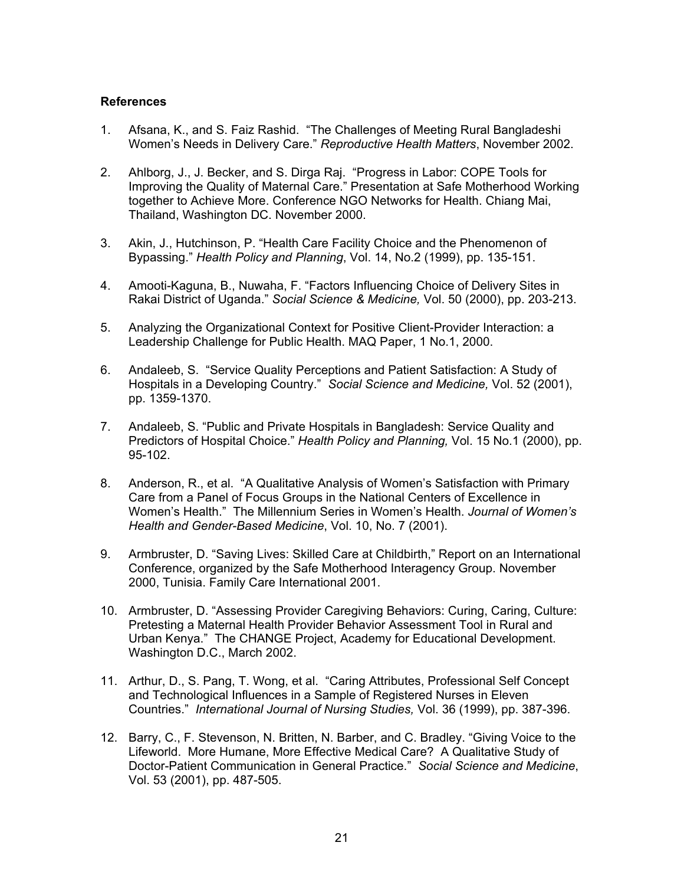**References**

1. Afsana, K., and S. Faiz Rashid. "The Challenges of Meeting Rural Bangladeshi Women's Needs in Delivery Care." *Reproductive Health Matters*, November 2002.

2. Ahlborg, J., J. Becker, and S. Dirga Raj. "Progress in Labor: COPE Tools for Improving the Quality of Maternal Care." Presentation at Safe Motherhood Working together to Achieve More. Conference NGO Networks for Health. Chiang Mai, Thailand, Washington DC. November 2000.

3. Akin, J., Hutchinson, P. "Health Care Facility Choice and the Phenomenon of Bypassing." *Health Policy and Planning*, Vol. 14, No.2 (1999), pp. 135-151.

4. Amooti-Kaguna, B., Nuwaha, F. "Factors Influencing Choice of Delivery Sites in Rakai District of Uganda." *Social Science & Medicine,* Vol. 50 (2000), pp. 203-213.

5. Analyzing the Organizational Context for Positive Client-Provider Interaction: a Leadership Challenge for Public Health. MAQ Paper, 1 No.1, 2000.

6. Andaleeb, S. "Service Quality Perceptions and Patient Satisfaction: A Study of Hospitals in a Developing Country." *Social Science and Medicine,* Vol. 52 (2001), pp. 1359-1370.

7. Andaleeb, S. "Public and Private Hospitals in Bangladesh: Service Quality and Predictors of Hospital Choice." *Health Policy and Planning,* Vol. 15 No.1 (2000), pp. 95-102.

8. Anderson, R., et al. "A Qualitative Analysis of Women's Satisfaction with Primary Care from a Panel of Focus Groups in the National Centers of Excellence in Women's Health." The Millennium Series in Women's Health. *Journal of Women's Health and Gender-Based Medicine*, Vol. 10, No. 7 (2001).

9. Armbruster, D. "Saving Lives: Skilled Care at Childbirth," Report on an International Conference, organized by the Safe Motherhood Interagency Group. November 2000, Tunisia. Family Care International 2001.

10. Armbruster, D. "Assessing Provider Caregiving Behaviors: Curing, Caring, Culture: Pretesting a Maternal Health Provider Behavior Assessment Tool in Rural and Urban Kenya." The CHANGE Project, Academy for Educational Development. Washington D.C., March 2002.

11. Arthur, D., S. Pang, T. Wong, et al. "Caring Attributes, Professional Self Concept and Technological Influences in a Sample of Registered Nurses in Eleven Countries." *International Journal of Nursing Studies,* Vol. 36 (1999), pp. 387-396.

12. Barry, C., F. Stevenson, N. Britten, N. Barber, and C. Bradley. "Giving Voice to the Lifeworld. More Humane, More Effective Medical Care? A Qualitative Study of Doctor-Patient Communication in General Practice." *Social Science and Medicine*, Vol. 53 (2001), pp. 487-505.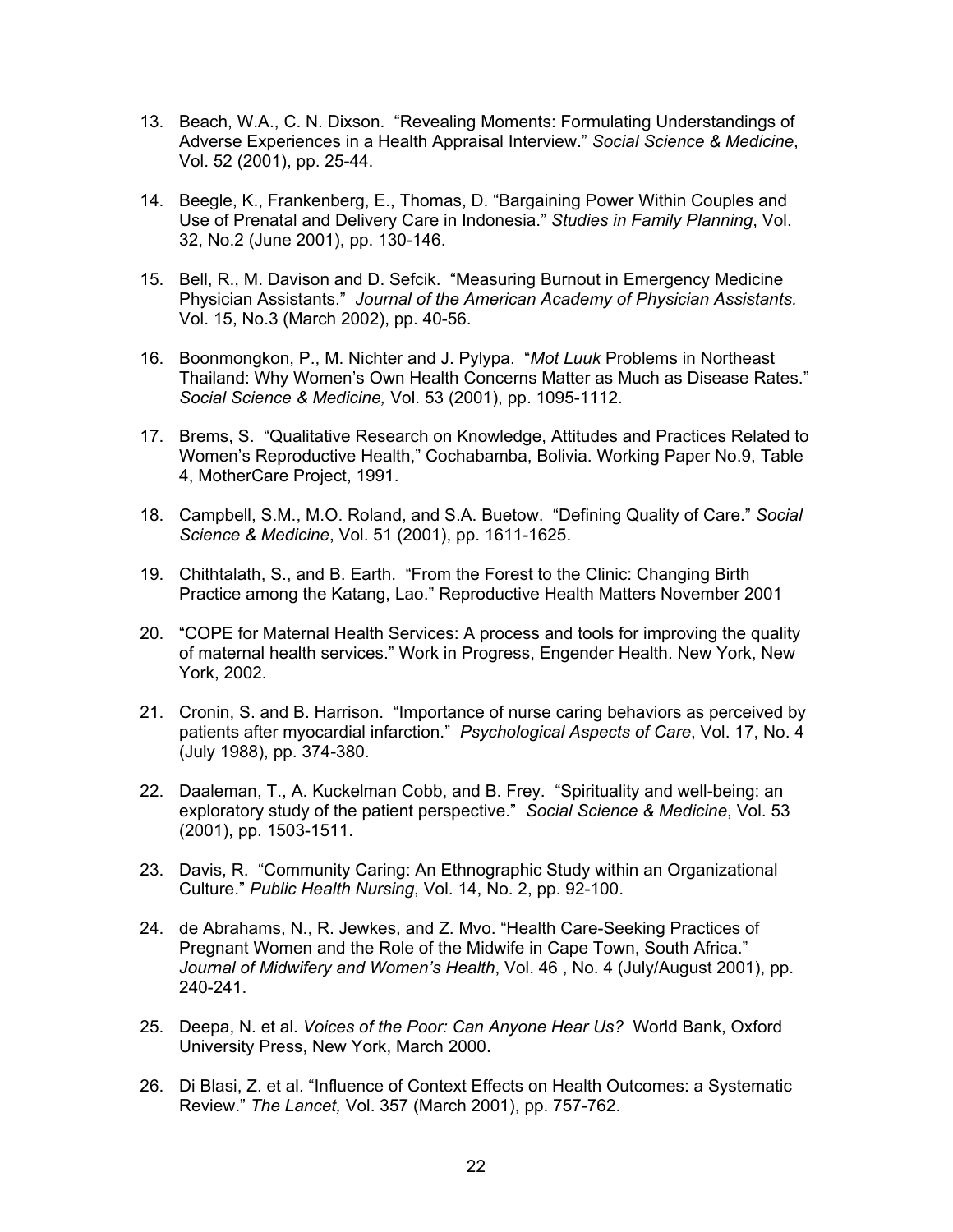13. Beach, W.A., C. N. Dixson. "Revealing Moments: Formulating Understandings of Adverse Experiences in a Health Appraisal Interview." *Social Science & Medicine*, Vol. 52 (2001), pp. 25-44.

14. Beegle, K., Frankenberg, E., Thomas, D. "Bargaining Power Within Couples and Use of Prenatal and Delivery Care in Indonesia." *Studies in Family Planning*, Vol. 32, No.2 (June 2001), pp. 130-146.

15. Bell, R., M. Davison and D. Sefcik. "Measuring Burnout in Emergency Medicine Physician Assistants." *Journal of the American Academy of Physician Assistants.* Vol. 15, No.3 (March 2002), pp. 40-56.

16. Boonmongkon, P., M. Nichter and J. Pylypa. "*Mot Luuk* Problems in Northeast Thailand: Why Women's Own Health Concerns Matter as Much as Disease Rates." *Social Science & Medicine,* Vol. 53 (2001), pp. 1095-1112.

17. Brems, S. "Qualitative Research on Knowledge, Attitudes and Practices Related to Women's Reproductive Health," Cochabamba, Bolivia. Working Paper No.9, Table 4, MotherCare Project, 1991.

18. Campbell, S.M., M.O. Roland, and S.A. Buetow. "Defining Quality of Care." *Social Science & Medicine*, Vol. 51 (2001), pp. 1611-1625.

19. Chithtalath, S., and B. Earth. "From the Forest to the Clinic: Changing Birth Practice among the Katang, Lao." Reproductive Health Matters November 2001

20. "COPE for Maternal Health Services: A process and tools for improving the quality of maternal health services." Work in Progress, Engender Health. New York, New York, 2002.

21. Cronin, S. and B. Harrison. "Importance of nurse caring behaviors as perceived by patients after myocardial infarction." *Psychological Aspects of Care*, Vol. 17, No. 4 (July 1988), pp. 374-380.

22. Daaleman, T., A. Kuckelman Cobb, and B. Frey. "Spirituality and well-being: an exploratory study of the patient perspective." *Social Science & Medicine*, Vol. 53 (2001), pp. 1503-1511.

23. Davis, R. "Community Caring: An Ethnographic Study within an Organizational Culture." *Public Health Nursing*, Vol. 14, No. 2, pp. 92-100.

24. de Abrahams, N., R. Jewkes, and Z. Mvo. "Health Care-Seeking Practices of Pregnant Women and the Role of the Midwife in Cape Town, South Africa." *Journal of Midwifery and Women's Health*, Vol. 46 , No. 4 (July/August 2001), pp. 240-241.

25. Deepa, N. et al. *Voices of the Poor: Can Anyone Hear Us?* World Bank, Oxford University Press, New York, March 2000.

26. Di Blasi, Z. et al. "Influence of Context Effects on Health Outcomes: a Systematic Review." *The Lancet,* Vol. 357 (March 2001), pp. 757-762.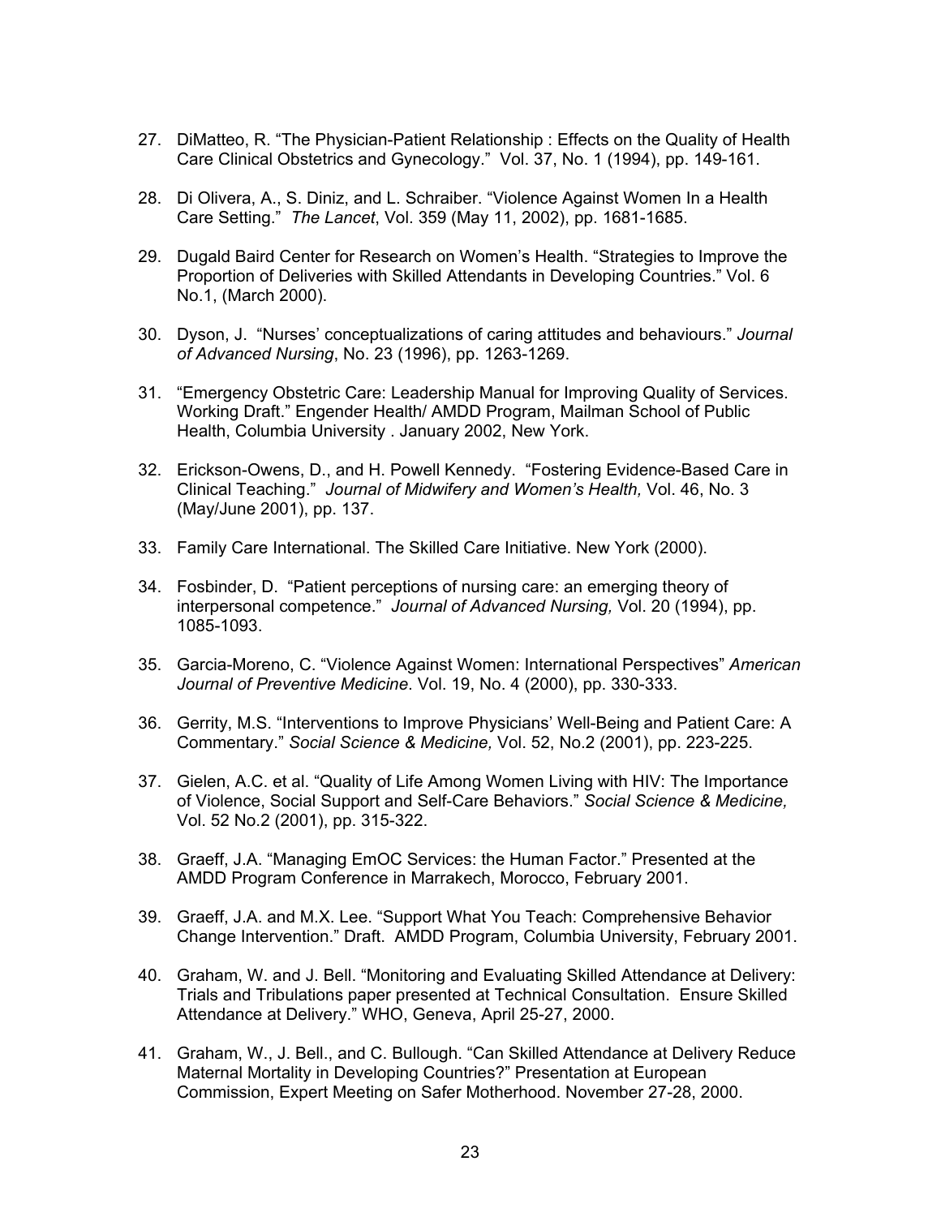27. DiMatteo, R. "The Physician-Patient Relationship : Effects on the Quality of Health Care Clinical Obstetrics and Gynecology." Vol. 37, No. 1 (1994), pp. 149-161.

28. Di Olivera, A., S. Diniz, and L. Schraiber. "Violence Against Women In a Health Care Setting." *The Lancet*, Vol. 359 (May 11, 2002), pp. 1681-1685.

29. Dugald Baird Center for Research on Women's Health. "Strategies to Improve the Proportion of Deliveries with Skilled Attendants in Developing Countries." Vol. 6 No.1, (March 2000).

30. Dyson, J. "Nurses' conceptualizations of caring attitudes and behaviours." *Journal of Advanced Nursing*, No. 23 (1996), pp. 1263-1269.

31. "Emergency Obstetric Care: Leadership Manual for Improving Quality of Services. Working Draft." Engender Health/ AMDD Program, Mailman School of Public Health, Columbia University . January 2002, New York.

32. Erickson-Owens, D., and H. Powell Kennedy. "Fostering Evidence-Based Care in Clinical Teaching." *Journal of Midwifery and Women's Health,* Vol. 46, No. 3 (May/June 2001), pp. 137.

33. Family Care International. The Skilled Care Initiative. New York (2000).

34. Fosbinder, D. "Patient perceptions of nursing care: an emerging theory of interpersonal competence." *Journal of Advanced Nursing,* Vol. 20 (1994), pp. 1085-1093.

35. Garcia-Moreno, C. "Violence Against Women: International Perspectives" *American Journal of Preventive Medicine*. Vol. 19, No. 4 (2000), pp. 330-333.

36. Gerrity, M.S. "Interventions to Improve Physicians' Well-Being and Patient Care: A Commentary." *Social Science & Medicine,* Vol. 52, No.2 (2001), pp. 223-225.

37. Gielen, A.C. et al. "Quality of Life Among Women Living with HIV: The Importance of Violence, Social Support and Self-Care Behaviors." *Social Science & Medicine,* Vol. 52 No.2 (2001), pp. 315-322.

38. Graeff, J.A. "Managing EmOC Services: the Human Factor." Presented at the AMDD Program Conference in Marrakech, Morocco, February 2001.

39. Graeff, J.A. and M.X. Lee. "Support What You Teach: Comprehensive Behavior Change Intervention." Draft. AMDD Program, Columbia University, February 2001.

40. Graham, W. and J. Bell. "Monitoring and Evaluating Skilled Attendance at Delivery: Trials and Tribulations paper presented at Technical Consultation. Ensure Skilled Attendance at Delivery." WHO, Geneva, April 25-27, 2000.

41. Graham, W., J. Bell., and C. Bullough. "Can Skilled Attendance at Delivery Reduce Maternal Mortality in Developing Countries?" Presentation at European Commission, Expert Meeting on Safer Motherhood. November 27-28, 2000.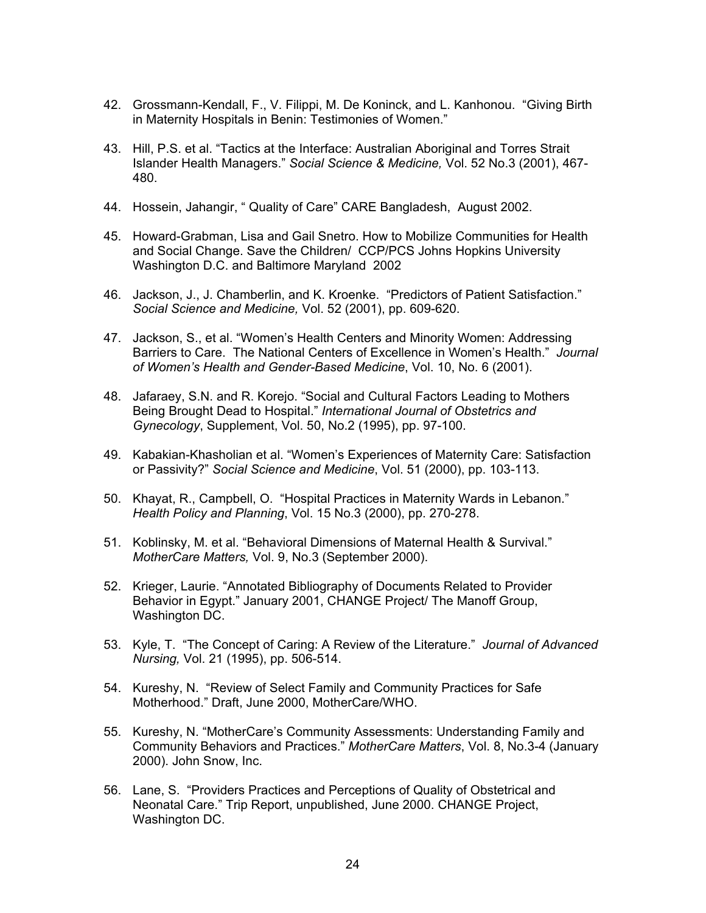42. Grossmann-Kendall, F., V. Filippi, M. De Koninck, and L. Kanhonou. "Giving Birth in Maternity Hospitals in Benin: Testimonies of Women."

43. Hill, P.S. et al. "Tactics at the Interface: Australian Aboriginal and Torres Strait Islander Health Managers." *Social Science & Medicine,* Vol. 52 No.3 (2001), 467-480.

44. Hossein, Jahangir, " Quality of Care" CARE Bangladesh, August 2002.

45. Howard-Grabman, Lisa and Gail Snetro. How to Mobilize Communities for Health and Social Change. Save the Children/ CCP/PCS Johns Hopkins University Washington D.C. and Baltimore Maryland 2002

46. Jackson, J., J. Chamberlin, and K. Kroenke. "Predictors of Patient Satisfaction." *Social Science and Medicine,* Vol. 52 (2001), pp. 609-620.

47. Jackson, S., et al. "Women's Health Centers and Minority Women: Addressing Barriers to Care. The National Centers of Excellence in Women's Health." *Journal of Women's Health and Gender-Based Medicine*, Vol. 10, No. 6 (2001).

48. Jafaraey, S.N. and R. Korejo. "Social and Cultural Factors Leading to Mothers Being Brought Dead to Hospital." *International Journal of Obstetrics and Gynecology*, Supplement, Vol. 50, No.2 (1995), pp. 97-100.

49. Kabakian-Khasholian et al. "Women's Experiences of Maternity Care: Satisfaction or Passivity?" *Social Science and Medicine*, Vol. 51 (2000), pp. 103-113.

50. Khayat, R., Campbell, O. "Hospital Practices in Maternity Wards in Lebanon." *Health Policy and Planning*, Vol. 15 No.3 (2000), pp. 270-278.

51. Koblinsky, M. et al. "Behavioral Dimensions of Maternal Health & Survival." *MotherCare Matters,* Vol. 9, No.3 (September 2000).

52. Krieger, Laurie. "Annotated Bibliography of Documents Related to Provider Behavior in Egypt." January 2001, CHANGE Project/ The Manoff Group, Washington DC.

53. Kyle, T. "The Concept of Caring: A Review of the Literature." *Journal of Advanced Nursing,* Vol. 21 (1995), pp. 506-514.

54. Kureshy, N. "Review of Select Family and Community Practices for Safe Motherhood." Draft, June 2000, MotherCare/WHO.

55. Kureshy, N. "MotherCare's Community Assessments: Understanding Family and Community Behaviors and Practices." *MotherCare Matters*, Vol. 8, No.3-4 (January 2000). John Snow, Inc.

56. Lane, S. "Providers Practices and Perceptions of Quality of Obstetrical and Neonatal Care." Trip Report, unpublished, June 2000. CHANGE Project, Washington DC.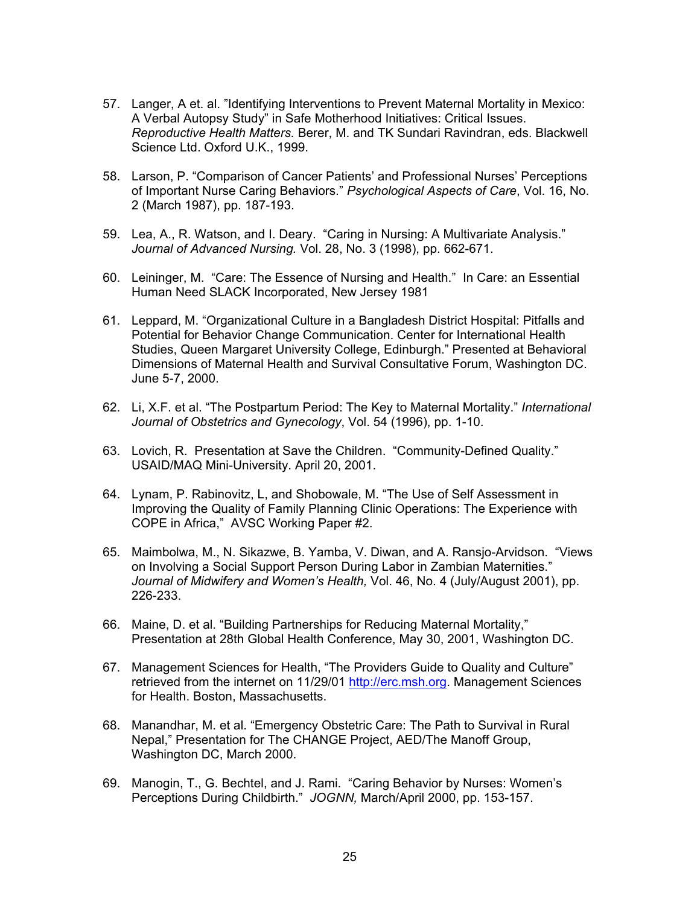57. Langer, A et. al. "Identifying Interventions to Prevent Maternal Mortality in Mexico: A Verbal Autopsy Study" in Safe Motherhood Initiatives: Critical Issues. *Reproductive Health Matters.* Berer, M. and TK Sundari Ravindran, eds. Blackwell Science Ltd. Oxford U.K., 1999.

58. Larson, P. "Comparison of Cancer Patients' and Professional Nurses' Perceptions of Important Nurse Caring Behaviors." *Psychological Aspects of Care*, Vol. 16, No. 2 (March 1987), pp. 187-193.

59. Lea, A., R. Watson, and I. Deary. "Caring in Nursing: A Multivariate Analysis." *Journal of Advanced Nursing.* Vol. 28, No. 3 (1998), pp. 662-671.

60. Leininger, M. "Care: The Essence of Nursing and Health." In Care: an Essential Human Need SLACK Incorporated, New Jersey 1981

61. Leppard, M. "Organizational Culture in a Bangladesh District Hospital: Pitfalls and Potential for Behavior Change Communication. Center for International Health Studies, Queen Margaret University College, Edinburgh." Presented at Behavioral Dimensions of Maternal Health and Survival Consultative Forum, Washington DC. June 5-7, 2000.

62. Li, X.F. et al. "The Postpartum Period: The Key to Maternal Mortality." *International Journal of Obstetrics and Gynecology*, Vol. 54 (1996), pp. 1-10.

63. Lovich, R. Presentation at Save the Children. "Community-Defined Quality." USAID/MAQ Mini-University. April 20, 2001.

64. Lynam, P. Rabinovitz, L, and Shobowale, M. "The Use of Self Assessment in Improving the Quality of Family Planning Clinic Operations: The Experience with COPE in Africa," AVSC Working Paper #2.

65. Maimbolwa, M., N. Sikazwe, B. Yamba, V. Diwan, and A. Ransjo-Arvidson. "Views on Involving a Social Support Person During Labor in Zambian Maternities." *Journal of Midwifery and Women's Health,* Vol. 46, No. 4 (July/August 2001), pp. 226-233.

66. Maine, D. et al. "Building Partnerships for Reducing Maternal Mortality," Presentation at 28th Global Health Conference, May 30, 2001, Washington DC.

67. Management Sciences for Health, "The Providers Guide to Quality and Culture" retrieved from the internet on 11/29/01 http://erc.msh.org. Management Sciences for Health. Boston, Massachusetts.

68. Manandhar, M. et al. "Emergency Obstetric Care: The Path to Survival in Rural Nepal," Presentation for The CHANGE Project, AED/The Manoff Group, Washington DC, March 2000.

69. Manogin, T., G. Bechtel, and J. Rami. "Caring Behavior by Nurses: Women's Perceptions During Childbirth." *JOGNN,* March/April 2000, pp. 153-157.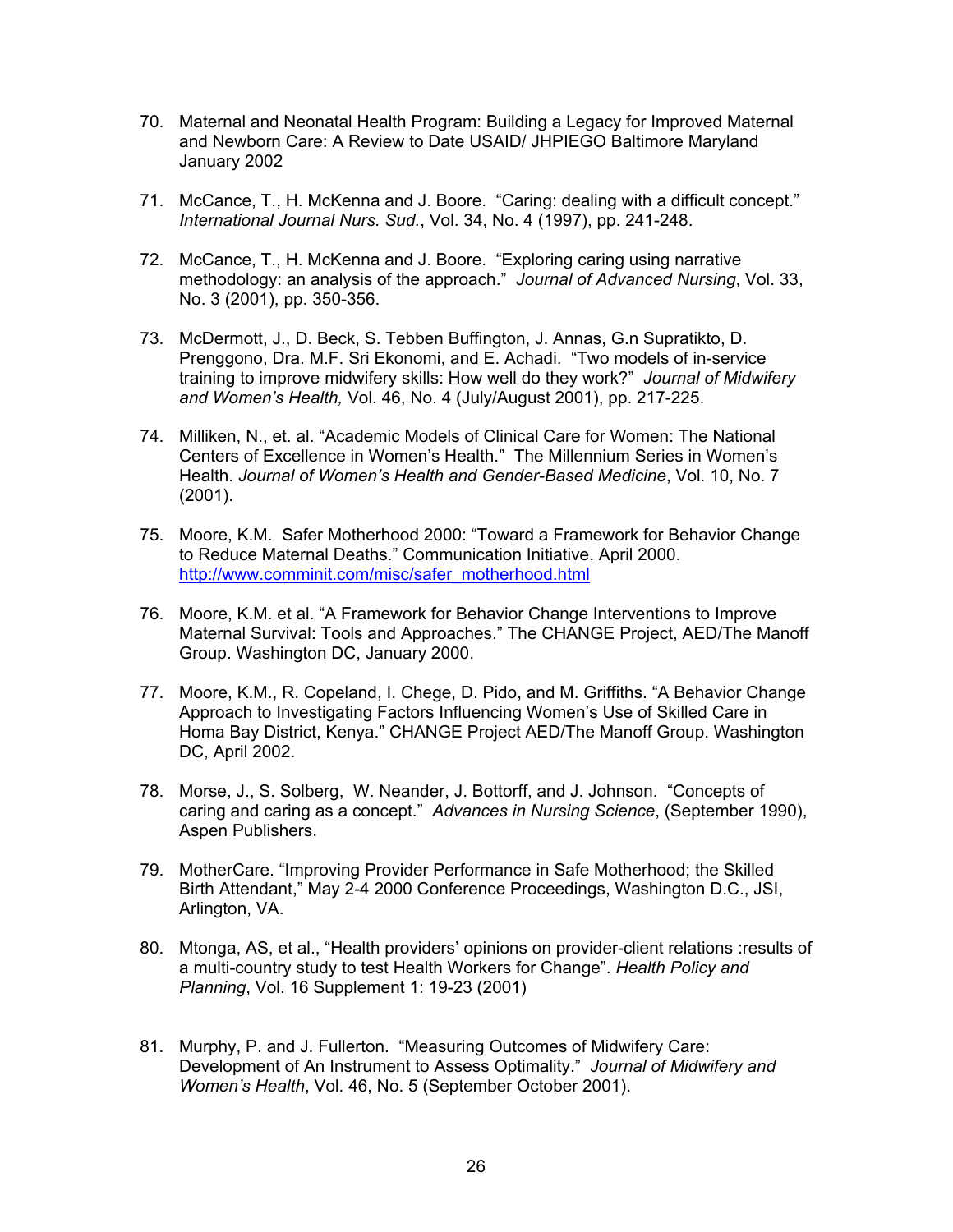70. Maternal and Neonatal Health Program: Building a Legacy for Improved Maternal and Newborn Care: A Review to Date USAID/ JHPIEGO Baltimore Maryland January 2002

71. McCance, T., H. McKenna and J. Boore. "Caring: dealing with a difficult concept." *International Journal Nurs. Sud.*, Vol. 34, No. 4 (1997), pp. 241-248.

72. McCance, T., H. McKenna and J. Boore. "Exploring caring using narrative methodology: an analysis of the approach." *Journal of Advanced Nursing*, Vol. 33, No. 3 (2001), pp. 350-356.

73. McDermott, J., D. Beck, S. Tebben Buffington, J. Annas, G.n Supratikto, D. Prenggono, Dra. M.F. Sri Ekonomi, and E. Achadi. "Two models of in-service training to improve midwifery skills: How well do they work?" *Journal of Midwifery and Women's Health,* Vol. 46, No. 4 (July/August 2001), pp. 217-225.

74. Milliken, N., et. al. "Academic Models of Clinical Care for Women: The National Centers of Excellence in Women's Health." The Millennium Series in Women's Health. *Journal of Women's Health and Gender-Based Medicine*, Vol. 10, No. 7 (2001).

75. Moore, K.M. Safer Motherhood 2000: "Toward a Framework for Behavior Change to Reduce Maternal Deaths." Communication Initiative. April 2000. http://www.comminit.com/misc/safer_motherhood.html

76. Moore, K.M. et al. "A Framework for Behavior Change Interventions to Improve Maternal Survival: Tools and Approaches." The CHANGE Project, AED/The Manoff Group. Washington DC, January 2000.

77. Moore, K.M., R. Copeland, I. Chege, D. Pido, and M. Griffiths. "A Behavior Change Approach to Investigating Factors Influencing Women's Use of Skilled Care in Homa Bay District, Kenya." CHANGE Project AED/The Manoff Group. Washington DC, April 2002.

78. Morse, J., S. Solberg, W. Neander, J. Bottorff, and J. Johnson. "Concepts of caring and caring as a concept." *Advances in Nursing Science*, (September 1990), Aspen Publishers.

79. MotherCare. "Improving Provider Performance in Safe Motherhood; the Skilled Birth Attendant," May 2-4 2000 Conference Proceedings, Washington D.C., JSI, Arlington, VA.

80. Mtonga, AS, et al., "Health providers' opinions on provider-client relations :results of a multi-country study to test Health Workers for Change". *Health Policy and Planning*, Vol. 16 Supplement 1: 19-23 (2001)

81. Murphy, P. and J. Fullerton. "Measuring Outcomes of Midwifery Care: Development of An Instrument to Assess Optimality." *Journal of Midwifery and Women's Health*, Vol. 46, No. 5 (September October 2001).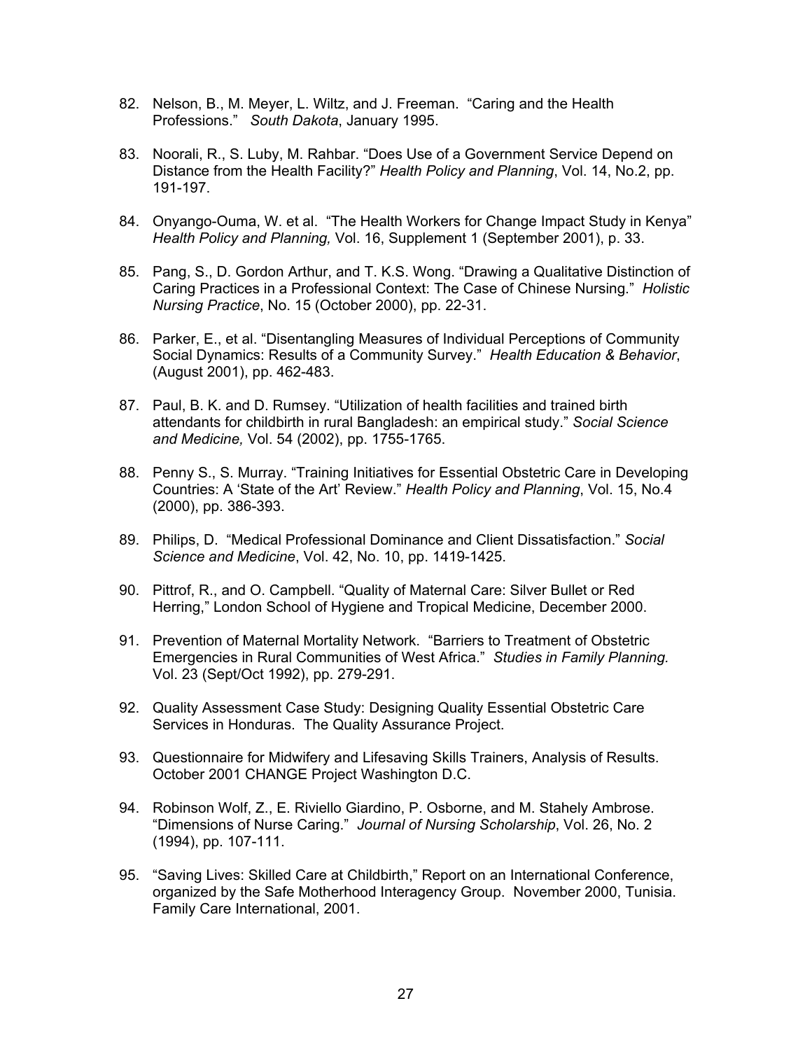82. Nelson, B., M. Meyer, L. Wiltz, and J. Freeman. "Caring and the Health Professions." *South Dakota*, January 1995.

83. Noorali, R., S. Luby, M. Rahbar. "Does Use of a Government Service Depend on Distance from the Health Facility?" *Health Policy and Planning*, Vol. 14, No.2, pp. 191-197.

84. Onyango-Ouma, W. et al. "The Health Workers for Change Impact Study in Kenya" *Health Policy and Planning,* Vol. 16, Supplement 1 (September 2001), p. 33.

85. Pang, S., D. Gordon Arthur, and T. K.S. Wong. "Drawing a Qualitative Distinction of Caring Practices in a Professional Context: The Case of Chinese Nursing." *Holistic Nursing Practice*, No. 15 (October 2000), pp. 22-31.

86. Parker, E., et al. "Disentangling Measures of Individual Perceptions of Community Social Dynamics: Results of a Community Survey." *Health Education & Behavior*, (August 2001), pp. 462-483.

87. Paul, B. K. and D. Rumsey. "Utilization of health facilities and trained birth attendants for childbirth in rural Bangladesh: an empirical study." *Social Science and Medicine,* Vol. 54 (2002), pp. 1755-1765.

88. Penny S., S. Murray. "Training Initiatives for Essential Obstetric Care in Developing Countries: A 'State of the Art' Review." *Health Policy and Planning*, Vol. 15, No.4 (2000), pp. 386-393.

89. Philips, D. "Medical Professional Dominance and Client Dissatisfaction." *Social Science and Medicine*, Vol. 42, No. 10, pp. 1419-1425.

90. Pittrof, R., and O. Campbell. "Quality of Maternal Care: Silver Bullet or Red Herring," London School of Hygiene and Tropical Medicine, December 2000.

91. Prevention of Maternal Mortality Network. "Barriers to Treatment of Obstetric Emergencies in Rural Communities of West Africa." *Studies in Family Planning.* Vol. 23 (Sept/Oct 1992), pp. 279-291.

92. Quality Assessment Case Study: Designing Quality Essential Obstetric Care Services in Honduras. The Quality Assurance Project.

93. Questionnaire for Midwifery and Lifesaving Skills Trainers, Analysis of Results. October 2001 CHANGE Project Washington D.C.

94. Robinson Wolf, Z., E. Riviello Giardino, P. Osborne, and M. Stahely Ambrose. "Dimensions of Nurse Caring." *Journal of Nursing Scholarship*, Vol. 26, No. 2 (1994), pp. 107-111.

95. "Saving Lives: Skilled Care at Childbirth," Report on an International Conference, organized by the Safe Motherhood Interagency Group. November 2000, Tunisia. Family Care International, 2001.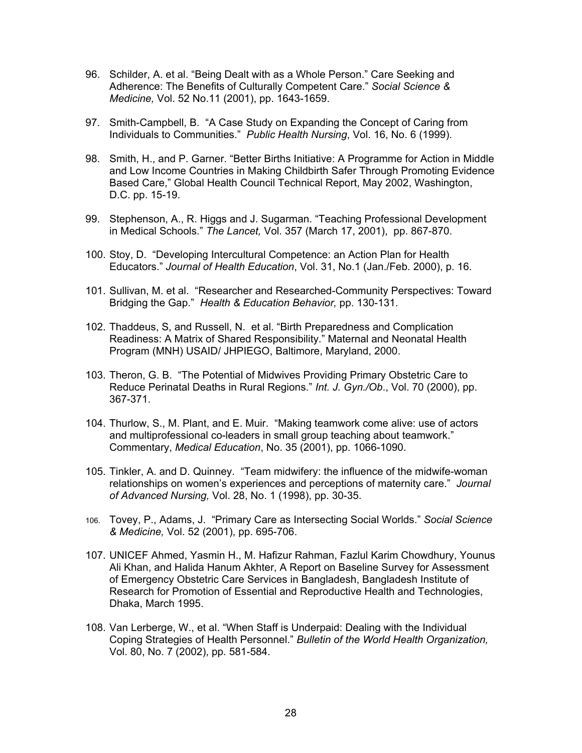96. Schilder, A. et al. "Being Dealt with as a Whole Person." Care Seeking and Adherence: The Benefits of Culturally Competent Care." *Social Science & Medicine,* Vol. 52 No.11 (2001), pp. 1643-1659.

97. Smith-Campbell, B. "A Case Study on Expanding the Concept of Caring from Individuals to Communities." *Public Health Nursing*, Vol. 16, No. 6 (1999).

98. Smith, H., and P. Garner. "Better Births Initiative: A Programme for Action in Middle and Low Income Countries in Making Childbirth Safer Through Promoting Evidence Based Care," Global Health Council Technical Report, May 2002, Washington, D.C. pp. 15-19.

99. Stephenson, A., R. Higgs and J. Sugarman. "Teaching Professional Development in Medical Schools." *The Lancet,* Vol. 357 (March 17, 2001), pp. 867-870.

100. Stoy, D. "Developing Intercultural Competence: an Action Plan for Health Educators." *Journal of Health Education*, Vol. 31, No.1 (Jan./Feb. 2000), p. 16.

101. Sullivan, M. et al. "Researcher and Researched-Community Perspectives: Toward Bridging the Gap." *Health & Education Behavior,* pp. 130-131.

102. Thaddeus, S, and Russell, N. et al. "Birth Preparedness and Complication Readiness: A Matrix of Shared Responsibility." Maternal and Neonatal Health Program (MNH) USAID/ JHPIEGO, Baltimore, Maryland, 2000.

103. Theron, G. B. "The Potential of Midwives Providing Primary Obstetric Care to Reduce Perinatal Deaths in Rural Regions." *Int. J. Gyn./Ob*., Vol. 70 (2000), pp. 367-371.

104. Thurlow, S., M. Plant, and E. Muir. "Making teamwork come alive: use of actors and multiprofessional co-leaders in small group teaching about teamwork." Commentary, *Medical Education*, No. 35 (2001), pp. 1066-1090.

105. Tinkler, A. and D. Quinney. "Team midwifery: the influence of the midwife-woman relationships on women's experiences and perceptions of maternity care." *Journal of Advanced Nursing,* Vol. 28, No. 1 (1998), pp. 30-35.

106. Tovey, P., Adams, J. "Primary Care as Intersecting Social Worlds." *Social Science & Medicine,* Vol. 52 (2001), pp. 695-706.

107. UNICEF Ahmed, Yasmin H., M. Hafizur Rahman, Fazlul Karim Chowdhury, Younus Ali Khan, and Halida Hanum Akhter, A Report on Baseline Survey for Assessment of Emergency Obstetric Care Services in Bangladesh, Bangladesh Institute of Research for Promotion of Essential and Reproductive Health and Technologies, Dhaka, March 1995.

108. Van Lerberge, W., et al. "When Staff is Underpaid: Dealing with the Individual Coping Strategies of Health Personnel." *Bulletin of the World Health Organization,* Vol. 80, No. 7 (2002), pp. 581-584.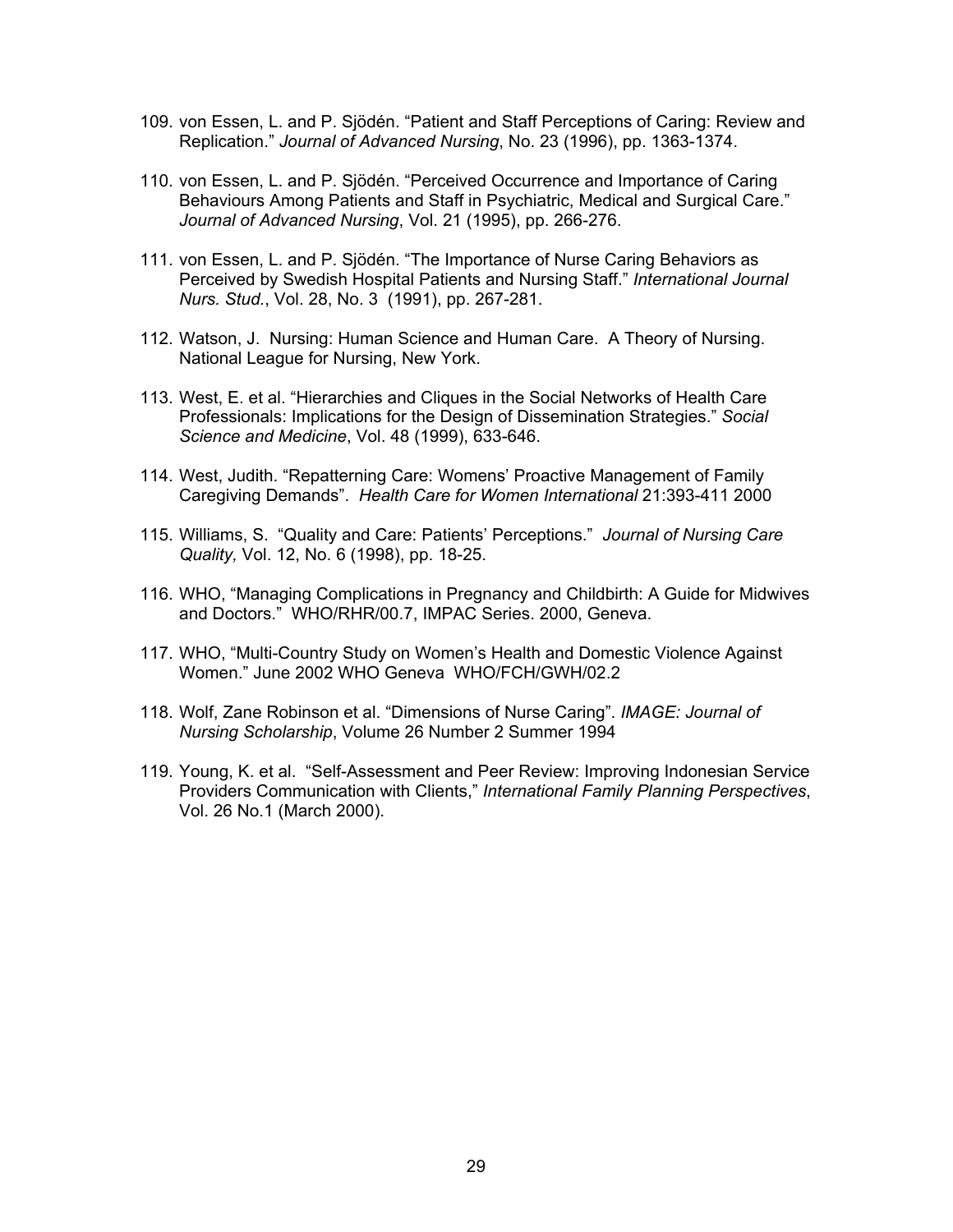109. von Essen, L. and P. Sjödén. "Patient and Staff Perceptions of Caring: Review and Replication." *Journal of Advanced Nursing*, No. 23 (1996), pp. 1363-1374.

110. von Essen, L. and P. Sjödén. "Perceived Occurrence and Importance of Caring Behaviours Among Patients and Staff in Psychiatric, Medical and Surgical Care." *Journal of Advanced Nursing*, Vol. 21 (1995), pp. 266-276.

111. von Essen, L. and P. Sjödén. "The Importance of Nurse Caring Behaviors as Perceived by Swedish Hospital Patients and Nursing Staff." *International Journal Nurs. Stud.*, Vol. 28, No. 3 (1991), pp. 267-281.

112. Watson, J. Nursing: Human Science and Human Care. A Theory of Nursing. National League for Nursing, New York.

113. West, E. et al. "Hierarchies and Cliques in the Social Networks of Health Care Professionals: Implications for the Design of Dissemination Strategies." *Social Science and Medicine*, Vol. 48 (1999), 633-646.

114. West, Judith. "Repatterning Care: Womens' Proactive Management of Family Caregiving Demands". *Health Care for Women International* 21:393-411 2000

115. Williams, S. "Quality and Care: Patients' Perceptions." *Journal of Nursing Care Quality,* Vol. 12, No. 6 (1998), pp. 18-25.

116. WHO, "Managing Complications in Pregnancy and Childbirth: A Guide for Midwives and Doctors." WHO/RHR/00.7, IMPAC Series. 2000, Geneva.

117. WHO, "Multi-Country Study on Women's Health and Domestic Violence Against Women." June 2002 WHO Geneva WHO/FCH/GWH/02.2

118. Wolf, Zane Robinson et al. "Dimensions of Nurse Caring". *IMAGE: Journal of Nursing Scholarship*, Volume 26 Number 2 Summer 1994

119. Young, K. et al. "Self-Assessment and Peer Review: Improving Indonesian Service Providers Communication with Clients," *International Family Planning Perspectives*, Vol. 26 No.1 (March 2000).